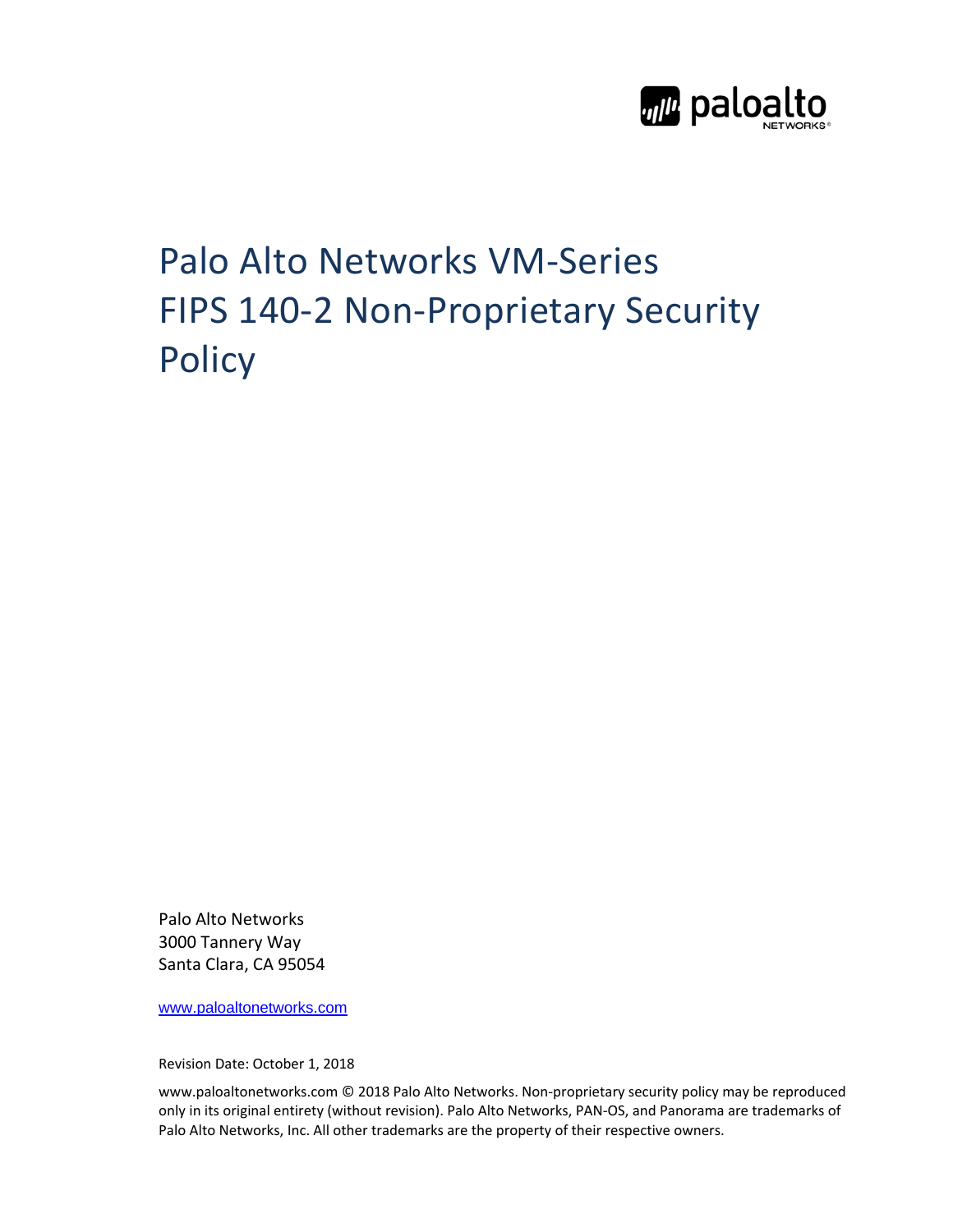# Palo Alto Networks VM-Series FIPS 140-2 Non-Proprietary Security Policy

Palo Alto Networks
3000 Tannery Way
Santa Clara, CA 95054

www.paloaltonetworks.com

Revision Date: October 1, 2018

www.paloaltonetworks.com © 2018 Palo Alto Networks. Non-proprietary security policy may be reproduced only in its original entirety (without revision). Palo Alto Networks, PAN-OS, and Panorama are trademarks of Palo Alto Networks, Inc. All other trademarks are the property of their respective owners.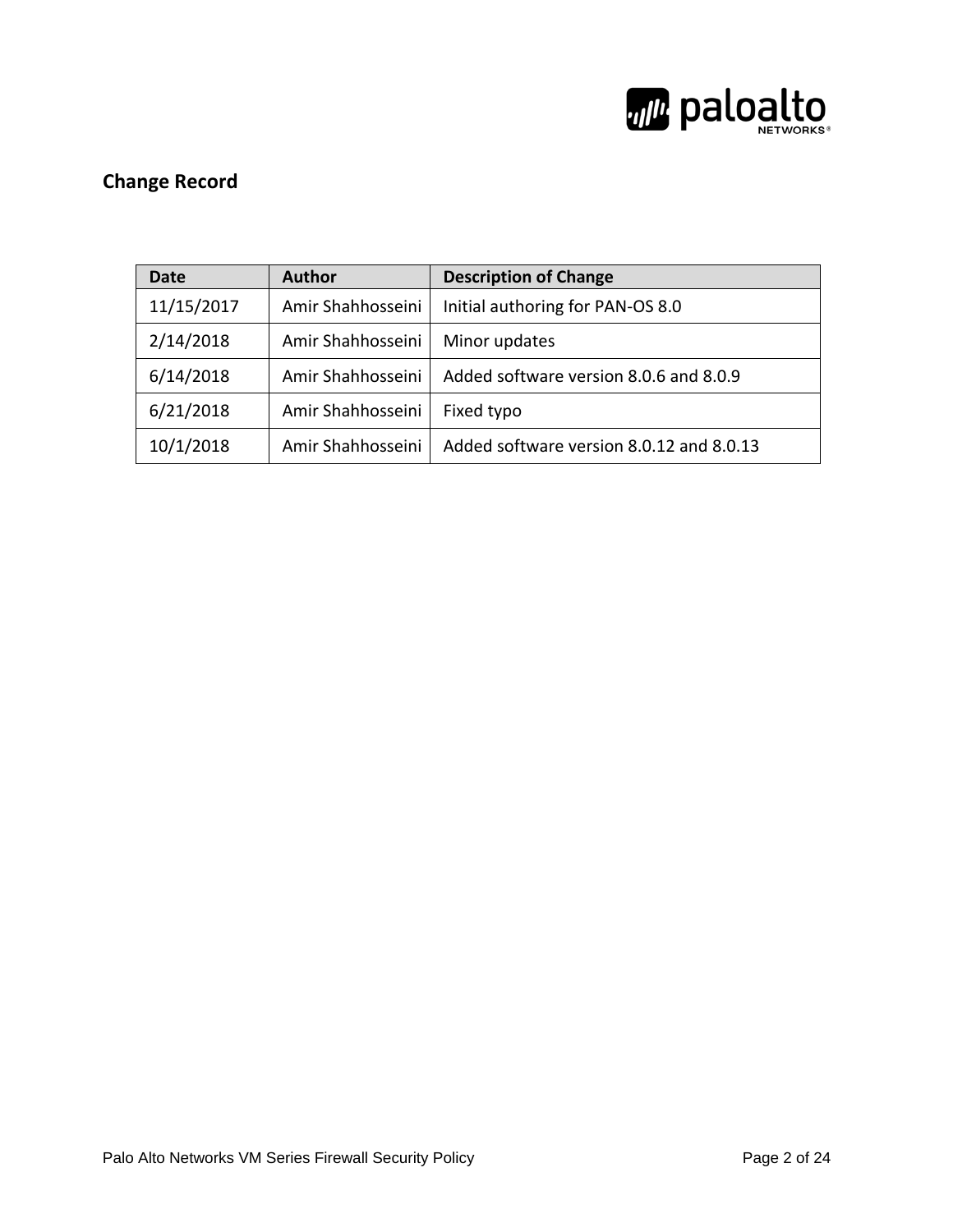## Change Record

| Date | Author | Description of Change |
|---|---|---|
| 11/15/2017 | Amir Shahhosseini | Initial authoring for PAN-OS 8.0 |
| 2/14/2018 | Amir Shahhosseini | Minor updates |
| 6/14/2018 | Amir Shahhosseini | Added software version 8.0.6 and 8.0.9 |
| 6/21/2018 | Amir Shahhosseini | Fixed typo |
| 10/1/2018 | Amir Shahhosseini | Added software version 8.0.12 and 8.0.13 |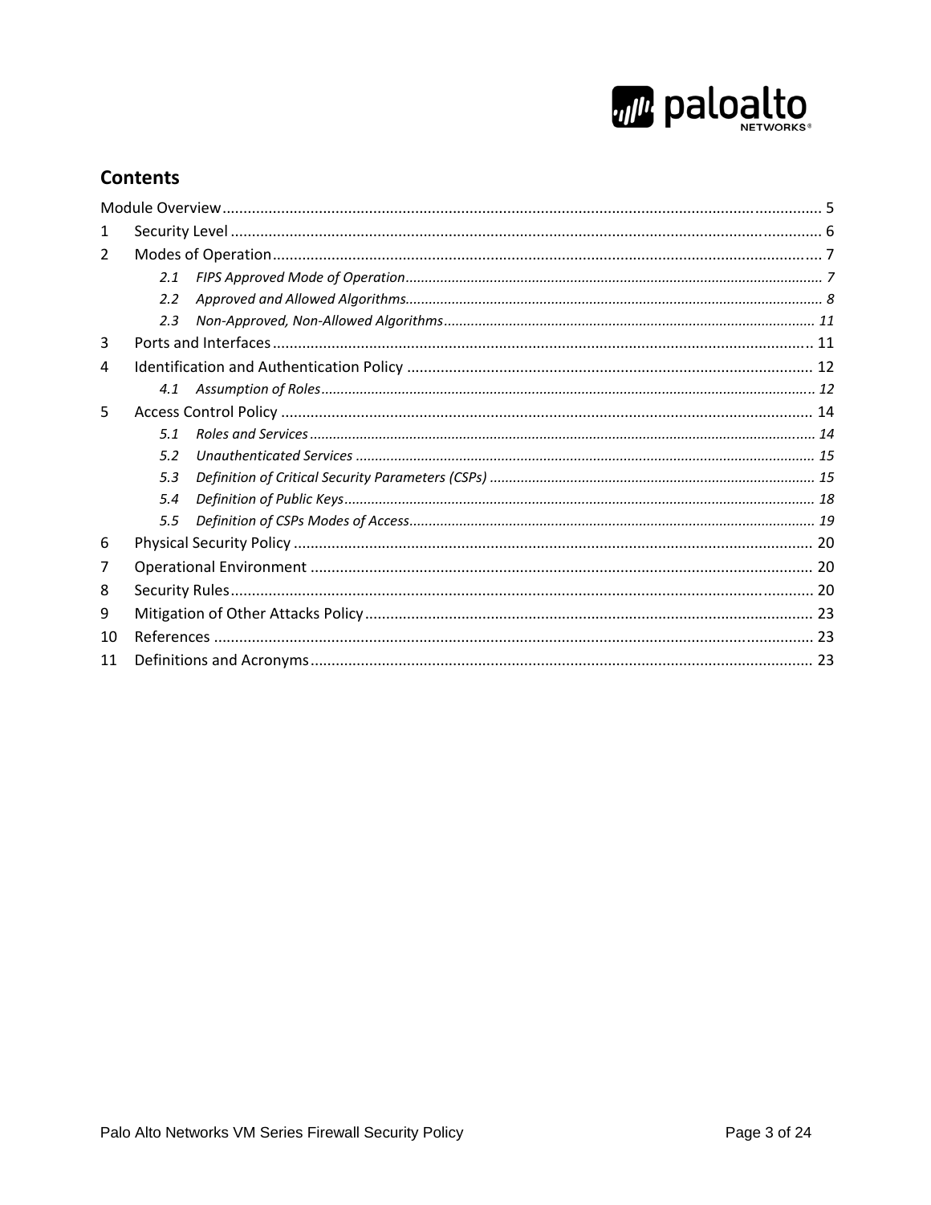## Contents

Module Overview ........ 5

1 Security Level ........ 6

2 Modes of Operation ........ 7

- *2.1 FIPS Approved Mode of Operation ........ 7*
- *2.2 Approved and Allowed Algorithms ........ 8*
- *2.3 Non-Approved, Non-Allowed Algorithms ........ 11*

3 Ports and Interfaces ........ 11

4 Identification and Authentication Policy ........ 12

- *4.1 Assumption of Roles ........ 12*

5 Access Control Policy ........ 14

- *5.1 Roles and Services ........ 14*
- *5.2 Unauthenticated Services ........ 15*
- *5.3 Definition of Critical Security Parameters (CSPs) ........ 15*
- *5.4 Definition of Public Keys ........ 18*
- *5.5 Definition of CSPs Modes of Access ........ 19*

6 Physical Security Policy ........ 20

7 Operational Environment ........ 20

8 Security Rules ........ 20

9 Mitigation of Other Attacks Policy ........ 23

10 References ........ 23

11 Definitions and Acronyms ........ 23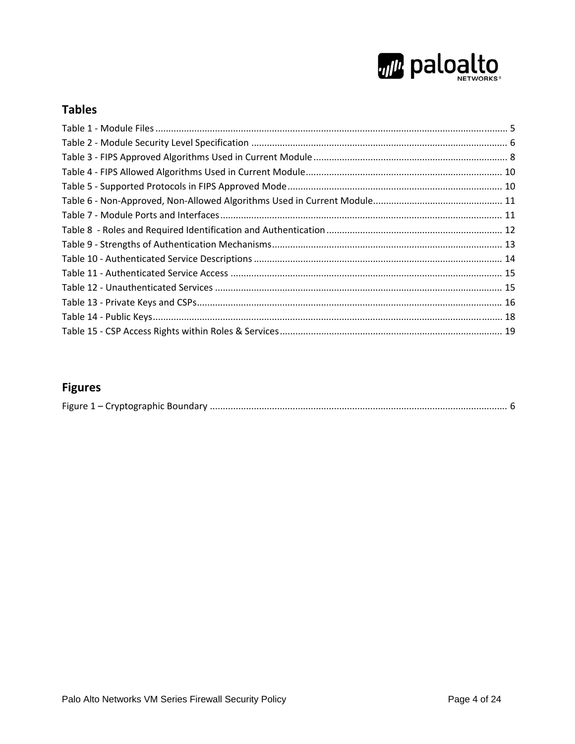## Tables

Table 1 - Module Files ........................................................................................................................ 5
Table 2 - Module Security Level Specification ................................................................................... 6
Table 3 - FIPS Approved Algorithms Used in Current Module ........................................................... 8
Table 4 - FIPS Allowed Algorithms Used in Current Module ............................................................ 10
Table 5 - Supported Protocols in FIPS Approved Mode ................................................................... 10
Table 6 - Non-Approved, Non-Allowed Algorithms Used in Current Module .................................. 11
Table 7 - Module Ports and Interfaces ............................................................................................. 11
Table 8 - Roles and Required Identification and Authentication .................................................... 12
Table 9 - Strengths of Authentication Mechanisms ......................................................................... 13
Table 10 - Authenticated Service Descriptions ................................................................................ 14
Table 11 - Authenticated Service Access .......................................................................................... 15
Table 12 - Unauthenticated Services ............................................................................................... 15
Table 13 - Private Keys and CSPs ...................................................................................................... 16
Table 14 - Public Keys ....................................................................................................................... 18
Table 15 - CSP Access Rights within Roles & Services ...................................................................... 19

## Figures

Figure 1 – Cryptographic Boundary .................................................................................................. 6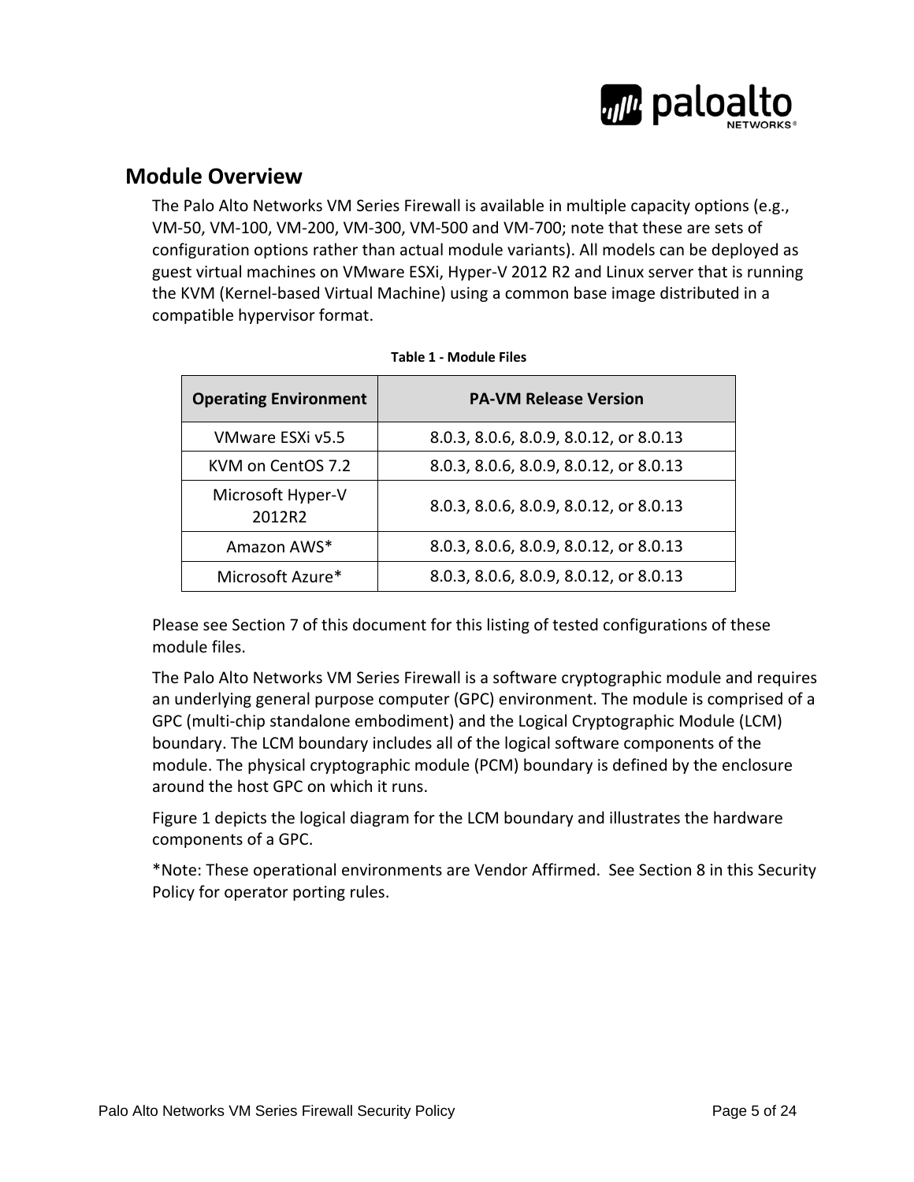## Module Overview

The Palo Alto Networks VM Series Firewall is available in multiple capacity options (e.g., VM-50, VM-100, VM-200, VM-300, VM-500 and VM-700; note that these are sets of configuration options rather than actual module variants). All models can be deployed as guest virtual machines on VMware ESXi, Hyper-V 2012 R2 and Linux server that is running the KVM (Kernel-based Virtual Machine) using a common base image distributed in a compatible hypervisor format.

**Table 1 - Module Files**

| Operating Environment | PA-VM Release Version |
| --- | --- |
| VMware ESXi v5.5 | 8.0.3, 8.0.6, 8.0.9, 8.0.12, or 8.0.13 |
| KVM on CentOS 7.2 | 8.0.3, 8.0.6, 8.0.9, 8.0.12, or 8.0.13 |
| Microsoft Hyper-V 2012R2 | 8.0.3, 8.0.6, 8.0.9, 8.0.12, or 8.0.13 |
| Amazon AWS* | 8.0.3, 8.0.6, 8.0.9, 8.0.12, or 8.0.13 |
| Microsoft Azure* | 8.0.3, 8.0.6, 8.0.9, 8.0.12, or 8.0.13 |

Please see Section 7 of this document for this listing of tested configurations of these module files.

The Palo Alto Networks VM Series Firewall is a software cryptographic module and requires an underlying general purpose computer (GPC) environment. The module is comprised of a GPC (multi-chip standalone embodiment) and the Logical Cryptographic Module (LCM) boundary. The LCM boundary includes all of the logical software components of the module. The physical cryptographic module (PCM) boundary is defined by the enclosure around the host GPC on which it runs.

Figure 1 depicts the logical diagram for the LCM boundary and illustrates the hardware components of a GPC.

*Note: These operational environments are Vendor Affirmed. See Section 8 in this Security Policy for operator porting rules.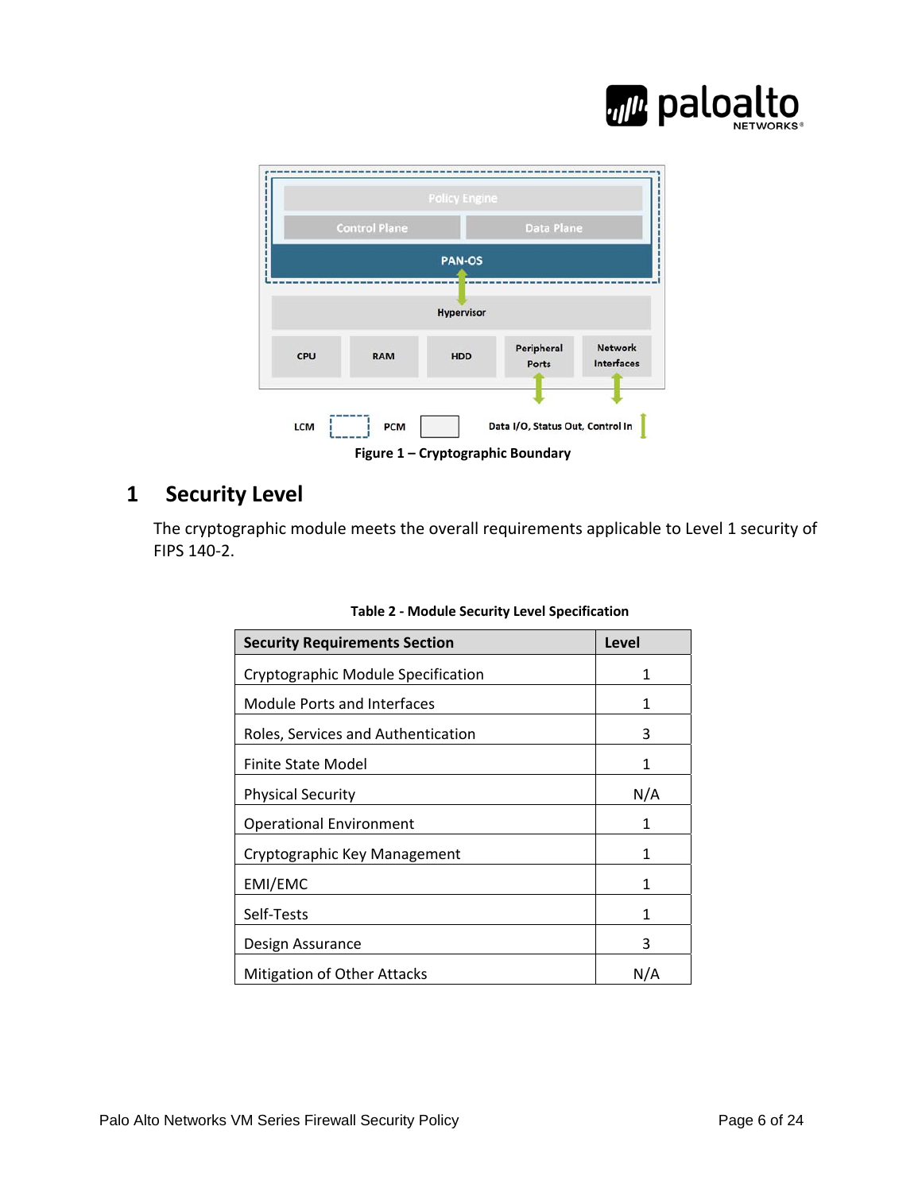Figure 1 – Cryptographic Boundary

# 1 Security Level

The cryptographic module meets the overall requirements applicable to Level 1 security of FIPS 140-2.

**Table 2 - Module Security Level Specification**

| Security Requirements Section | Level |
|---|---|
| Cryptographic Module Specification | 1 |
| Module Ports and Interfaces | 1 |
| Roles, Services and Authentication | 3 |
| Finite State Model | 1 |
| Physical Security | N/A |
| Operational Environment | 1 |
| Cryptographic Key Management | 1 |
| EMI/EMC | 1 |
| Self-Tests | 1 |
| Design Assurance | 3 |
| Mitigation of Other Attacks | N/A |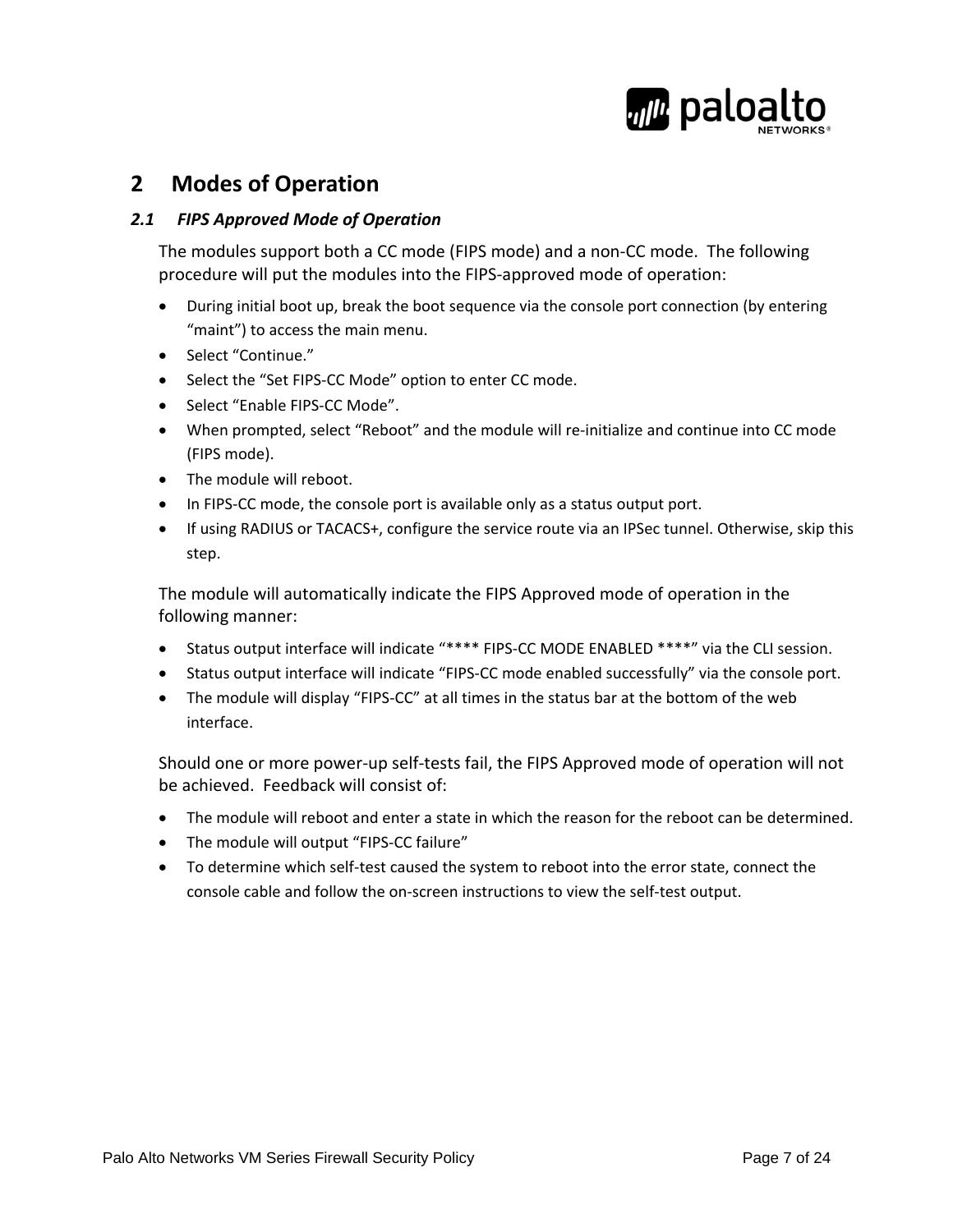# 2 Modes of Operation

## *2.1 FIPS Approved Mode of Operation*

The modules support both a CC mode (FIPS mode) and a non-CC mode. The following procedure will put the modules into the FIPS-approved mode of operation:

- During initial boot up, break the boot sequence via the console port connection (by entering "maint") to access the main menu.
- Select "Continue."
- Select the "Set FIPS-CC Mode" option to enter CC mode.
- Select "Enable FIPS-CC Mode".
- When prompted, select "Reboot" and the module will re-initialize and continue into CC mode (FIPS mode).
- The module will reboot.
- In FIPS-CC mode, the console port is available only as a status output port.
- If using RADIUS or TACACS+, configure the service route via an IPSec tunnel. Otherwise, skip this step.

The module will automatically indicate the FIPS Approved mode of operation in the following manner:

- Status output interface will indicate "**** FIPS-CC MODE ENABLED ****" via the CLI session.
- Status output interface will indicate "FIPS-CC mode enabled successfully" via the console port.
- The module will display "FIPS-CC" at all times in the status bar at the bottom of the web interface.

Should one or more power-up self-tests fail, the FIPS Approved mode of operation will not be achieved. Feedback will consist of:

- The module will reboot and enter a state in which the reason for the reboot can be determined.
- The module will output "FIPS-CC failure"
- To determine which self-test caused the system to reboot into the error state, connect the console cable and follow the on-screen instructions to view the self-test output.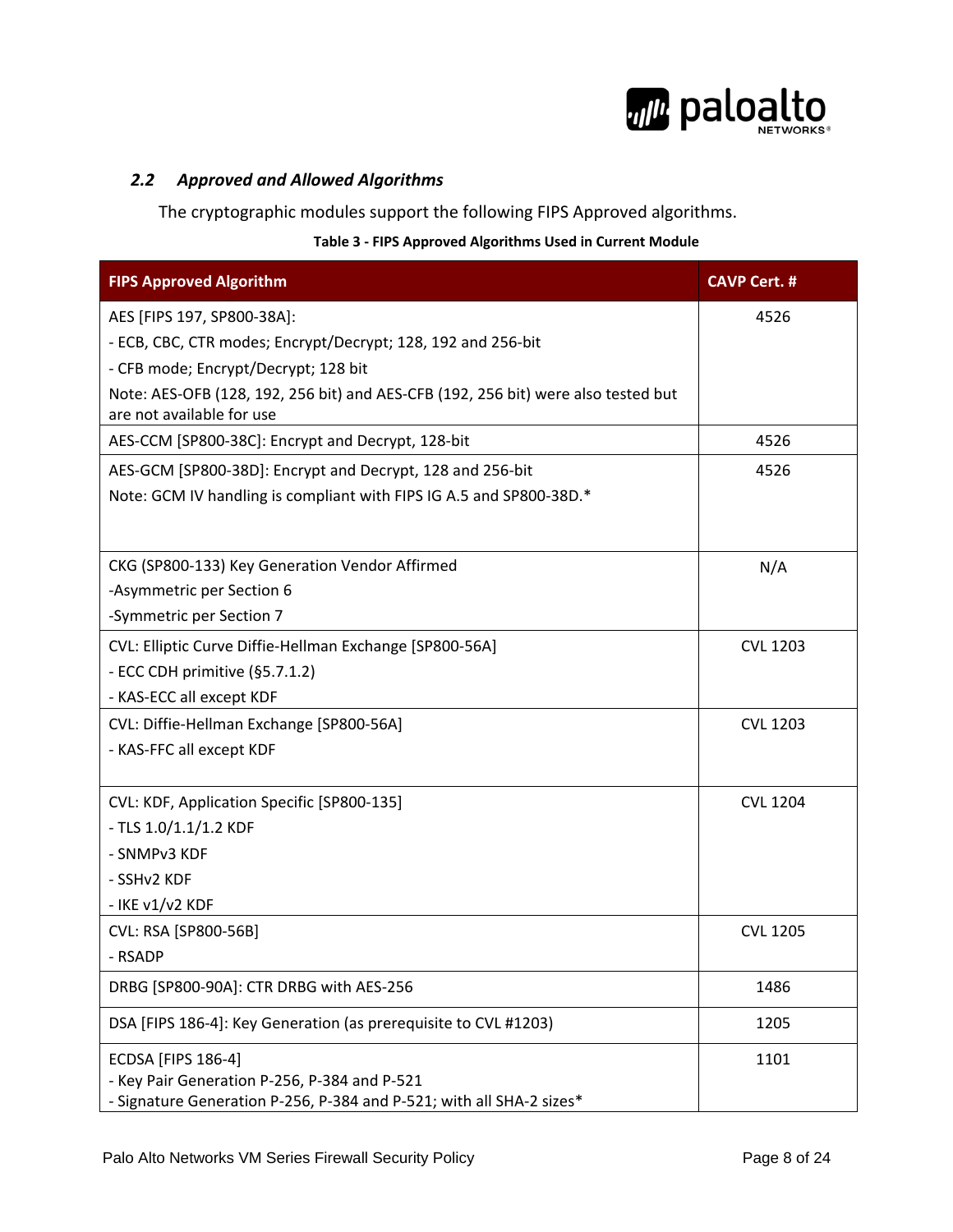### *2.2 Approved and Allowed Algorithms*

The cryptographic modules support the following FIPS Approved algorithms.

**Table 3 - FIPS Approved Algorithms Used in Current Module**

| FIPS Approved Algorithm | CAVP Cert. # |
|---|---|
| AES [FIPS 197, SP800-38A]:<br>- ECB, CBC, CTR modes; Encrypt/Decrypt; 128, 192 and 256-bit<br>- CFB mode; Encrypt/Decrypt; 128 bit<br>Note: AES-OFB (128, 192, 256 bit) and AES-CFB (192, 256 bit) were also tested but are not available for use | 4526 |
| AES-CCM [SP800-38C]: Encrypt and Decrypt, 128-bit | 4526 |
| AES-GCM [SP800-38D]: Encrypt and Decrypt, 128 and 256-bit<br>Note: GCM IV handling is compliant with FIPS IG A.5 and SP800-38D.* | 4526 |
| CKG (SP800-133) Key Generation Vendor Affirmed<br>-Asymmetric per Section 6<br>-Symmetric per Section 7 | N/A |
| CVL: Elliptic Curve Diffie-Hellman Exchange [SP800-56A]<br>- ECC CDH primitive (§5.7.1.2)<br>- KAS-ECC all except KDF | CVL 1203 |
| CVL: Diffie-Hellman Exchange [SP800-56A]<br>- KAS-FFC all except KDF | CVL 1203 |
| CVL: KDF, Application Specific [SP800-135]<br>- TLS 1.0/1.1/1.2 KDF<br>- SNMPv3 KDF<br>- SSHv2 KDF<br>- IKE v1/v2 KDF | CVL 1204 |
| CVL: RSA [SP800-56B]<br>- RSADP | CVL 1205 |
| DRBG [SP800-90A]: CTR DRBG with AES-256 | 1486 |
| DSA [FIPS 186-4]: Key Generation (as prerequisite to CVL #1203) | 1205 |
| ECDSA [FIPS 186-4]<br>- Key Pair Generation P-256, P-384 and P-521<br>- Signature Generation P-256, P-384 and P-521; with all SHA-2 sizes* | 1101 |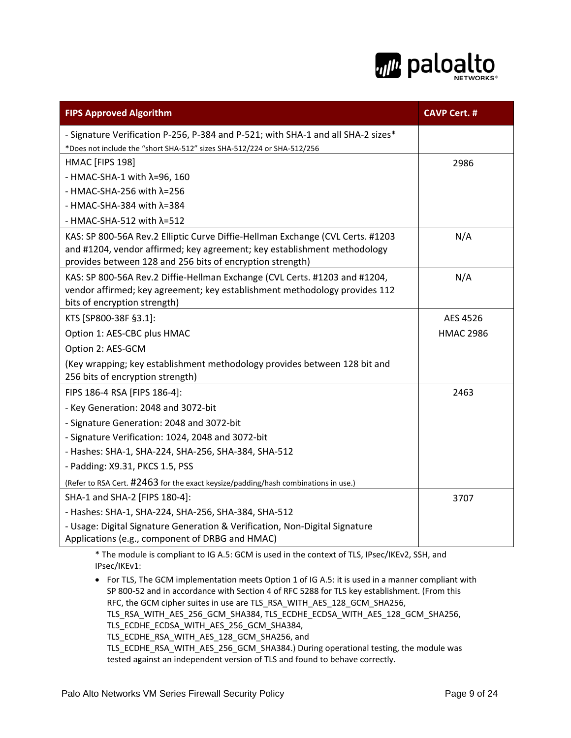| FIPS Approved Algorithm | CAVP Cert. # |
|---|---|
| - Signature Verification P-256, P-384 and P-521; with SHA-1 and all SHA-2 sizes*<br>*Does not include the "short SHA-512" sizes SHA-512/224 or SHA-512/256 | |
| HMAC [FIPS 198]<br>- HMAC-SHA-1 with λ=96, 160<br>- HMAC-SHA-256 with λ=256<br>- HMAC-SHA-384 with λ=384<br>- HMAC-SHA-512 with λ=512 | 2986 |
| KAS: SP 800-56A Rev.2 Elliptic Curve Diffie-Hellman Exchange (CVL Certs. #1203 and #1204, vendor affirmed; key agreement; key establishment methodology provides between 128 and 256 bits of encryption strength) | N/A |
| KAS: SP 800-56A Rev.2 Diffie-Hellman Exchange (CVL Certs. #1203 and #1204, vendor affirmed; key agreement; key establishment methodology provides 112 bits of encryption strength) | N/A |
| KTS [SP800-38F §3.1]:<br>Option 1: AES-CBC plus HMAC<br>Option 2: AES-GCM<br>(Key wrapping; key establishment methodology provides between 128 bit and 256 bits of encryption strength) | AES 4526<br>HMAC 2986 |
| FIPS 186-4 RSA [FIPS 186-4]:<br>- Key Generation: 2048 and 3072-bit<br>- Signature Generation: 2048 and 3072-bit<br>- Signature Verification: 1024, 2048 and 3072-bit<br>- Hashes: SHA-1, SHA-224, SHA-256, SHA-384, SHA-512<br>- Padding: X9.31, PKCS 1.5, PSS<br>(Refer to RSA Cert. #2463 for the exact keysize/padding/hash combinations in use.) | 2463 |
| SHA-1 and SHA-2 [FIPS 180-4]:<br>- Hashes: SHA-1, SHA-224, SHA-256, SHA-384, SHA-512<br>- Usage: Digital Signature Generation & Verification, Non-Digital Signature Applications (e.g., component of DRBG and HMAC) | 3707 |

* The module is compliant to IG A.5: GCM is used in the context of TLS, IPsec/IKEv2, SSH, and IPsec/IKEv1:

- For TLS, The GCM implementation meets Option 1 of IG A.5: it is used in a manner compliant with SP 800-52 and in accordance with Section 4 of RFC 5288 for TLS key establishment. (From this RFC, the GCM cipher suites in use are TLS_RSA_WITH_AES_128_GCM_SHA256, TLS_RSA_WITH_AES_256_GCM_SHA384, TLS_ECDHE_ECDSA_WITH_AES_128_GCM_SHA256, TLS_ECDHE_ECDSA_WITH_AES_256_GCM_SHA384, TLS_ECDHE_RSA_WITH_AES_128_GCM_SHA256, and TLS_ECDHE_RSA_WITH_AES_256_GCM_SHA384.) During operational testing, the module was tested against an independent version of TLS and found to behave correctly.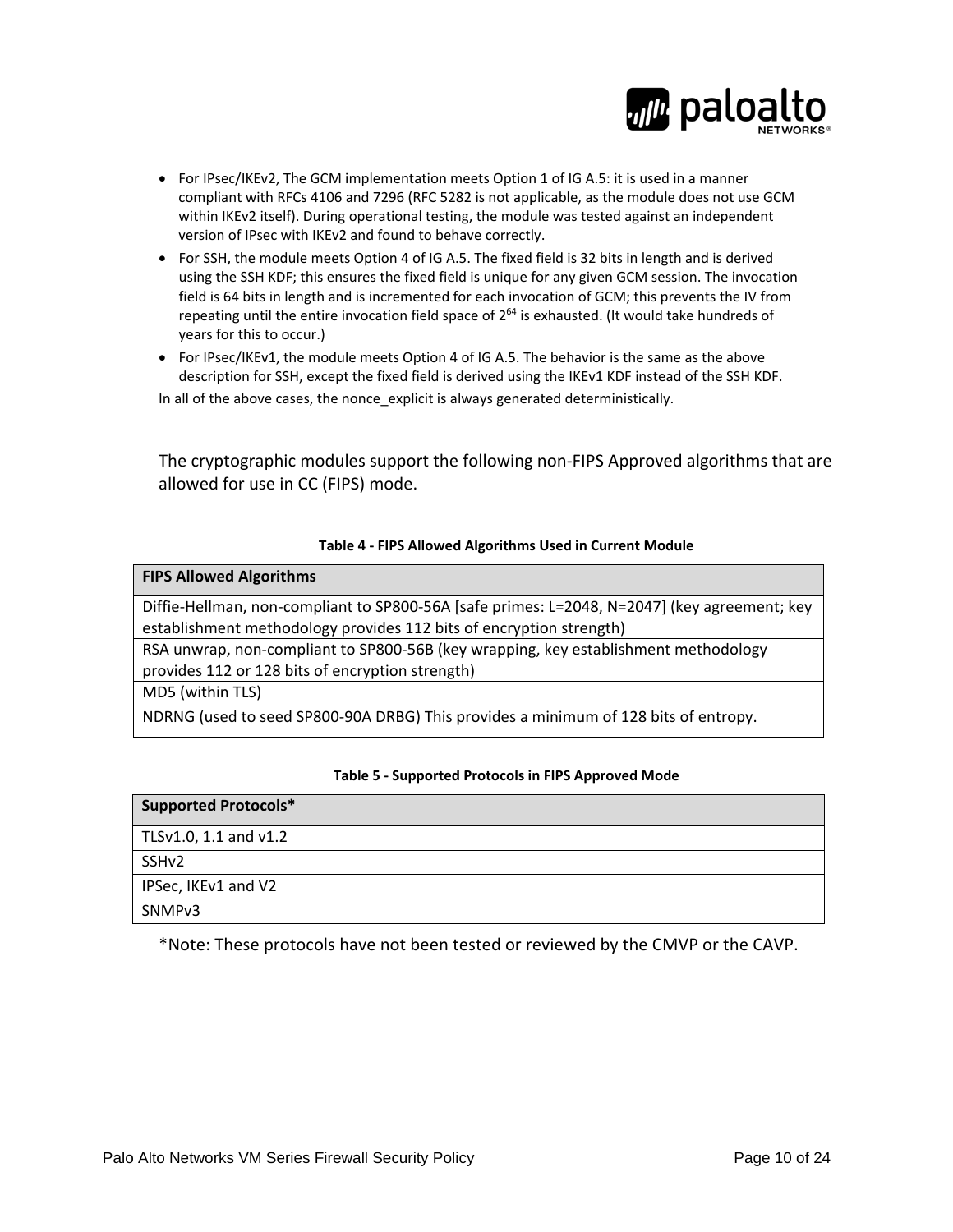- For IPsec/IKEv2, The GCM implementation meets Option 1 of IG A.5: it is used in a manner compliant with RFCs 4106 and 7296 (RFC 5282 is not applicable, as the module does not use GCM within IKEv2 itself). During operational testing, the module was tested against an independent version of IPsec with IKEv2 and found to behave correctly.
- For SSH, the module meets Option 4 of IG A.5. The fixed field is 32 bits in length and is derived using the SSH KDF; this ensures the fixed field is unique for any given GCM session. The invocation field is 64 bits in length and is incremented for each invocation of GCM; this prevents the IV from repeating until the entire invocation field space of $2^{64}$ is exhausted. (It would take hundreds of years for this to occur.)
- For IPsec/IKEv1, the module meets Option 4 of IG A.5. The behavior is the same as the above description for SSH, except the fixed field is derived using the IKEv1 KDF instead of the SSH KDF.

In all of the above cases, the nonce_explicit is always generated deterministically.

The cryptographic modules support the following non-FIPS Approved algorithms that are allowed for use in CC (FIPS) mode.

**Table 4 - FIPS Allowed Algorithms Used in Current Module**

| FIPS Allowed Algorithms |
|---|
| Diffie-Hellman, non-compliant to SP800-56A [safe primes: L=2048, N=2047] (key agreement; key establishment methodology provides 112 bits of encryption strength) |
| RSA unwrap, non-compliant to SP800-56B (key wrapping, key establishment methodology provides 112 or 128 bits of encryption strength) |
| MD5 (within TLS) |
| NDRNG (used to seed SP800-90A DRBG) This provides a minimum of 128 bits of entropy. |

**Table 5 - Supported Protocols in FIPS Approved Mode**

| Supported Protocols* |
|---|
| TLSv1.0, 1.1 and v1.2 |
| SSHv2 |
| IPSec, IKEv1 and V2 |
| SNMPv3 |

*Note: These protocols have not been tested or reviewed by the CMVP or the CAVP.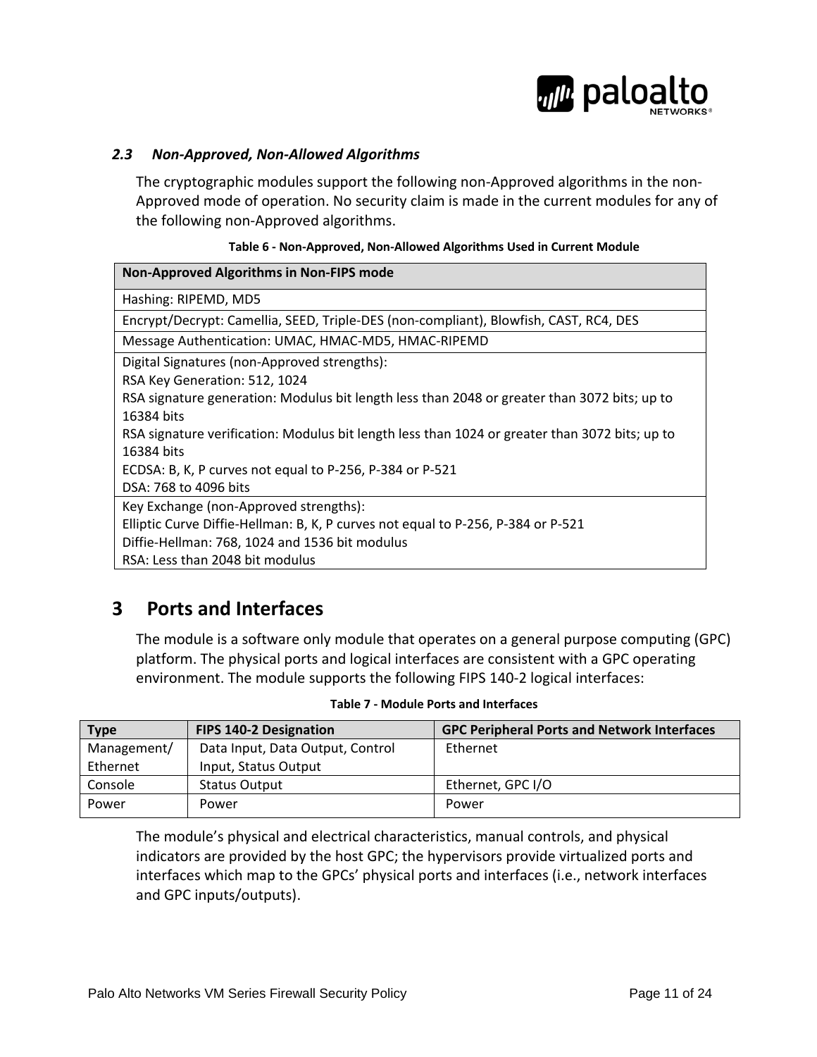### *2.3 Non-Approved, Non-Allowed Algorithms*

The cryptographic modules support the following non-Approved algorithms in the non-Approved mode of operation. No security claim is made in the current modules for any of the following non-Approved algorithms.

**Table 6 - Non-Approved, Non-Allowed Algorithms Used in Current Module**

| Non-Approved Algorithms in Non-FIPS mode |
|---|
| Hashing: RIPEMD, MD5 |
| Encrypt/Decrypt: Camellia, SEED, Triple-DES (non-compliant), Blowfish, CAST, RC4, DES |
| Message Authentication: UMAC, HMAC-MD5, HMAC-RIPEMD |
| Digital Signatures (non-Approved strengths):<br>RSA Key Generation: 512, 1024<br>RSA signature generation: Modulus bit length less than 2048 or greater than 3072 bits; up to 16384 bits<br>RSA signature verification: Modulus bit length less than 1024 or greater than 3072 bits; up to 16384 bits<br>ECDSA: B, K, P curves not equal to P-256, P-384 or P-521<br>DSA: 768 to 4096 bits |
| Key Exchange (non-Approved strengths):<br>Elliptic Curve Diffie-Hellman: B, K, P curves not equal to P-256, P-384 or P-521<br>Diffie-Hellman: 768, 1024 and 1536 bit modulus<br>RSA: Less than 2048 bit modulus |

# 3 Ports and Interfaces

The module is a software only module that operates on a general purpose computing (GPC) platform. The physical ports and logical interfaces are consistent with a GPC operating environment. The module supports the following FIPS 140-2 logical interfaces:

**Table 7 - Module Ports and Interfaces**

| Type | FIPS 140-2 Designation | GPC Peripheral Ports and Network Interfaces |
|---|---|---|
| Management/ Ethernet | Data Input, Data Output, Control Input, Status Output | Ethernet |
| Console | Status Output | Ethernet, GPC I/O |
| Power | Power | Power |

The module's physical and electrical characteristics, manual controls, and physical indicators are provided by the host GPC; the hypervisors provide virtualized ports and interfaces which map to the GPCs' physical ports and interfaces (i.e., network interfaces and GPC inputs/outputs).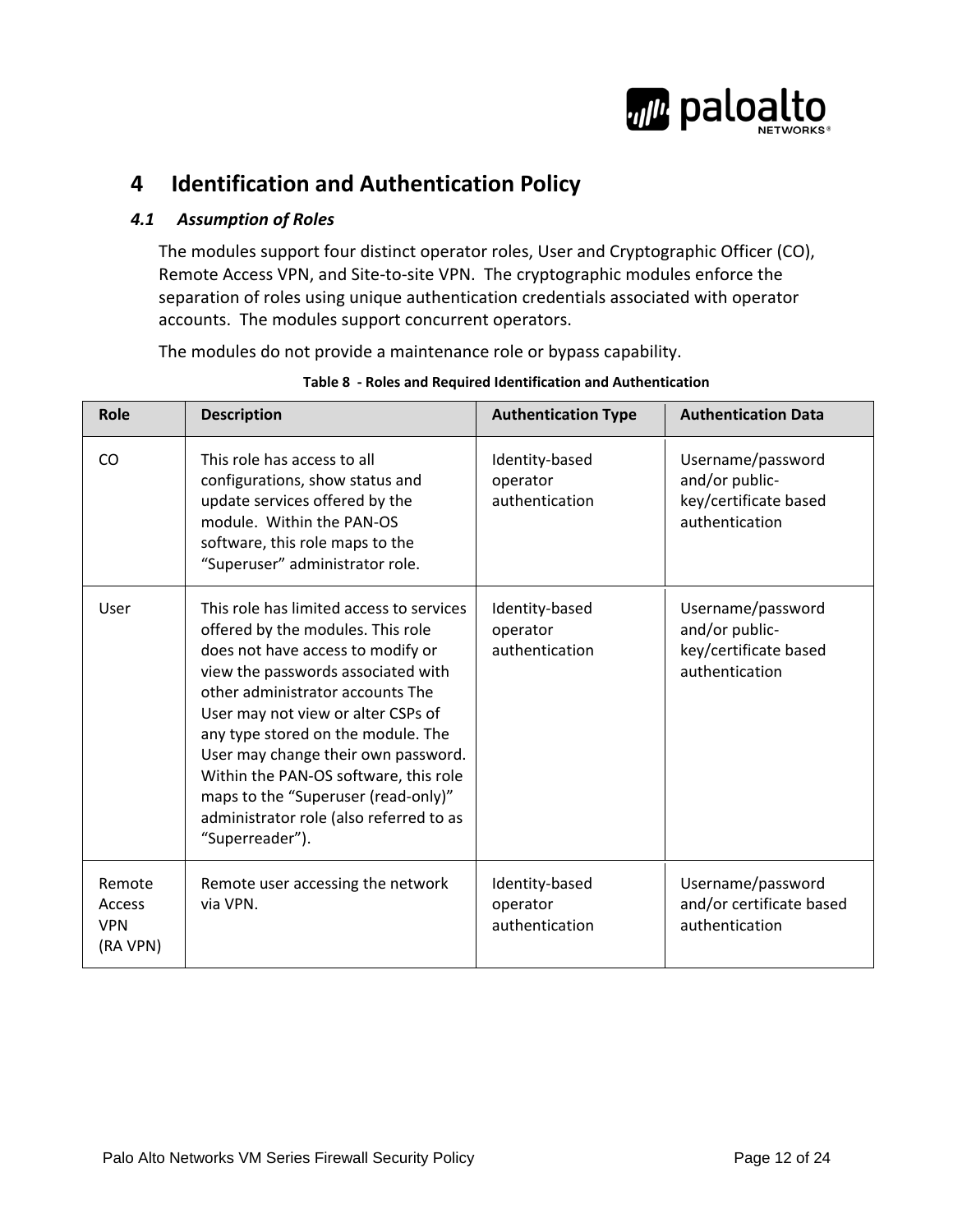# 4 Identification and Authentication Policy

## *4.1 Assumption of Roles*

The modules support four distinct operator roles, User and Cryptographic Officer (CO), Remote Access VPN, and Site-to-site VPN. The cryptographic modules enforce the separation of roles using unique authentication credentials associated with operator accounts. The modules support concurrent operators.

The modules do not provide a maintenance role or bypass capability.

**Table 8 - Roles and Required Identification and Authentication**

| Role | Description | Authentication Type | Authentication Data |
|---|---|---|---|
| CO | This role has access to all configurations, show status and update services offered by the module. Within the PAN-OS software, this role maps to the "Superuser" administrator role. | Identity-based operator authentication | Username/password and/or public-key/certificate based authentication |
| User | This role has limited access to services offered by the modules. This role does not have access to modify or view the passwords associated with other administrator accounts The User may not view or alter CSPs of any type stored on the module. The User may change their own password. Within the PAN-OS software, this role maps to the "Superuser (read-only)" administrator role (also referred to as "Superreader"). | Identity-based operator authentication | Username/password and/or public-key/certificate based authentication |
| Remote Access VPN (RA VPN) | Remote user accessing the network via VPN. | Identity-based operator authentication | Username/password and/or certificate based authentication |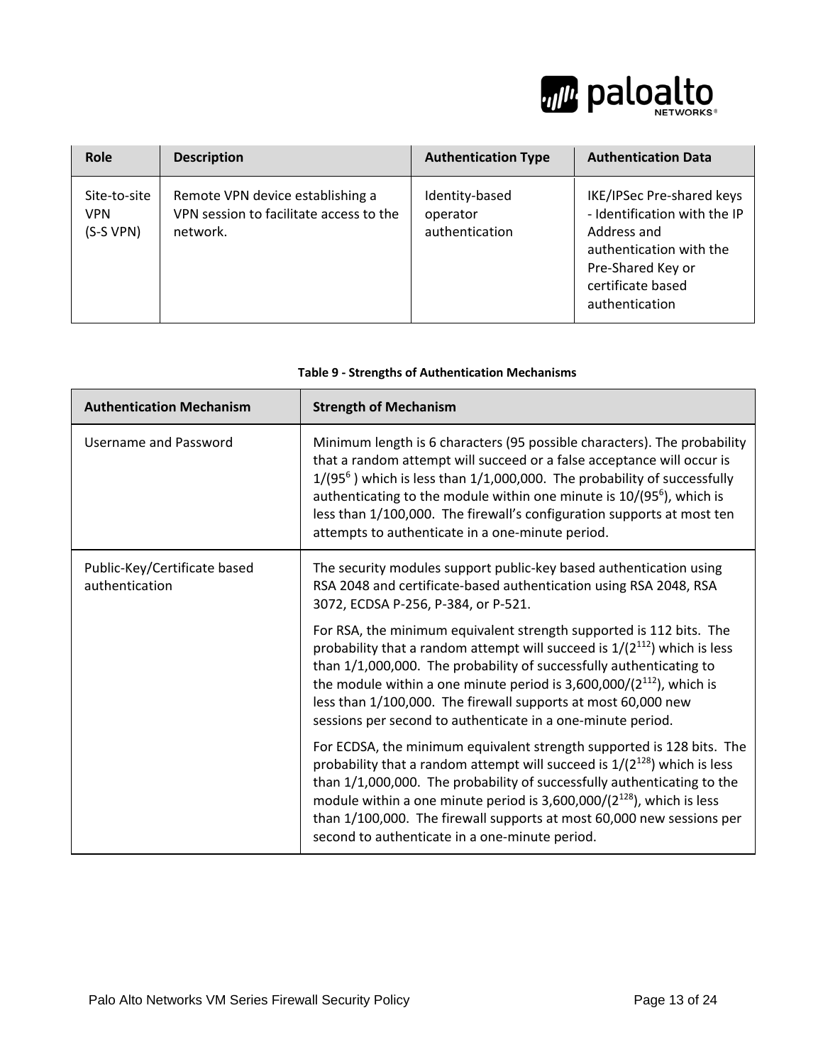| Role | Description | Authentication Type | Authentication Data |
| --- | --- | --- | --- |
| Site-to-site VPN (S-S VPN) | Remote VPN device establishing a VPN session to facilitate access to the network. | Identity-based operator authentication | IKE/IPSec Pre-shared keys - Identification with the IP Address and authentication with the Pre-Shared Key or certificate based authentication |

**Table 9 - Strengths of Authentication Mechanisms**

| Authentication Mechanism | Strength of Mechanism |
| --- | --- |
| Username and Password | Minimum length is 6 characters (95 possible characters). The probability that a random attempt will succeed or a false acceptance will occur is $1/(95^6)$ which is less than 1/1,000,000. The probability of successfully authenticating to the module within one minute is $10/(95^6)$, which is less than 1/100,000. The firewall's configuration supports at most ten attempts to authenticate in a one-minute period. |
| Public-Key/Certificate based authentication | The security modules support public-key based authentication using RSA 2048 and certificate-based authentication using RSA 2048, RSA 3072, ECDSA P-256, P-384, or P-521.<br><br>For RSA, the minimum equivalent strength supported is 112 bits. The probability that a random attempt will succeed is $1/(2^{112})$ which is less than 1/1,000,000. The probability of successfully authenticating to the module within a one minute period is $3{,}600{,}000/(2^{112})$, which is less than 1/100,000. The firewall supports at most 60,000 new sessions per second to authenticate in a one-minute period.<br><br>For ECDSA, the minimum equivalent strength supported is 128 bits. The probability that a random attempt will succeed is $1/(2^{128})$ which is less than 1/1,000,000. The probability of successfully authenticating to the module within a one minute period is $3{,}600{,}000/(2^{128})$, which is less than 1/100,000. The firewall supports at most 60,000 new sessions per second to authenticate in a one-minute period. |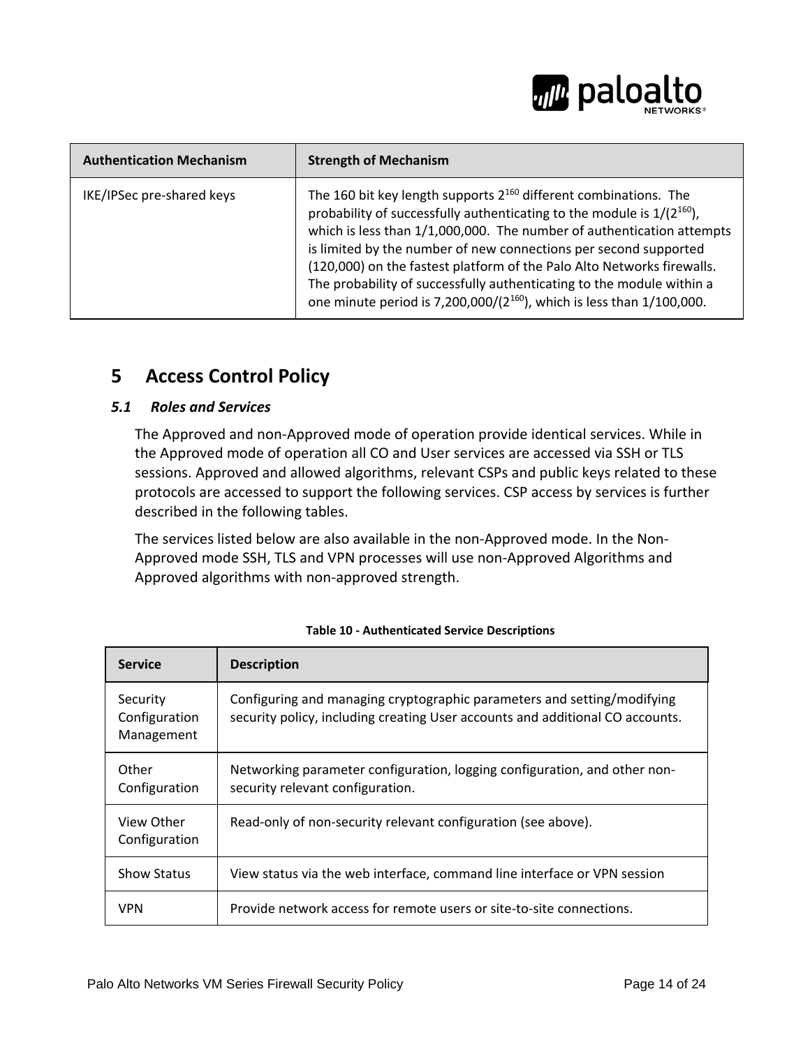| Authentication Mechanism | Strength of Mechanism |
| --- | --- |
| IKE/IPSec pre-shared keys | The 160 bit key length supports $2^{160}$ different combinations. The probability of successfully authenticating to the module is $1/(2^{160})$, which is less than 1/1,000,000. The number of authentication attempts is limited by the number of new connections per second supported (120,000) on the fastest platform of the Palo Alto Networks firewalls. The probability of successfully authenticating to the module within a one minute period is $7,200,000/(2^{160})$, which is less than 1/100,000. |

# 5 Access Control Policy

## *5.1 Roles and Services*

The Approved and non-Approved mode of operation provide identical services. While in the Approved mode of operation all CO and User services are accessed via SSH or TLS sessions. Approved and allowed algorithms, relevant CSPs and public keys related to these protocols are accessed to support the following services. CSP access by services is further described in the following tables.

The services listed below are also available in the non-Approved mode. In the Non-Approved mode SSH, TLS and VPN processes will use non-Approved Algorithms and Approved algorithms with non-approved strength.

**Table 10 - Authenticated Service Descriptions**

| Service | Description |
| --- | --- |
| Security Configuration Management | Configuring and managing cryptographic parameters and setting/modifying security policy, including creating User accounts and additional CO accounts. |
| Other Configuration | Networking parameter configuration, logging configuration, and other non-security relevant configuration. |
| View Other Configuration | Read-only of non-security relevant configuration (see above). |
| Show Status | View status via the web interface, command line interface or VPN session |
| VPN | Provide network access for remote users or site-to-site connections. |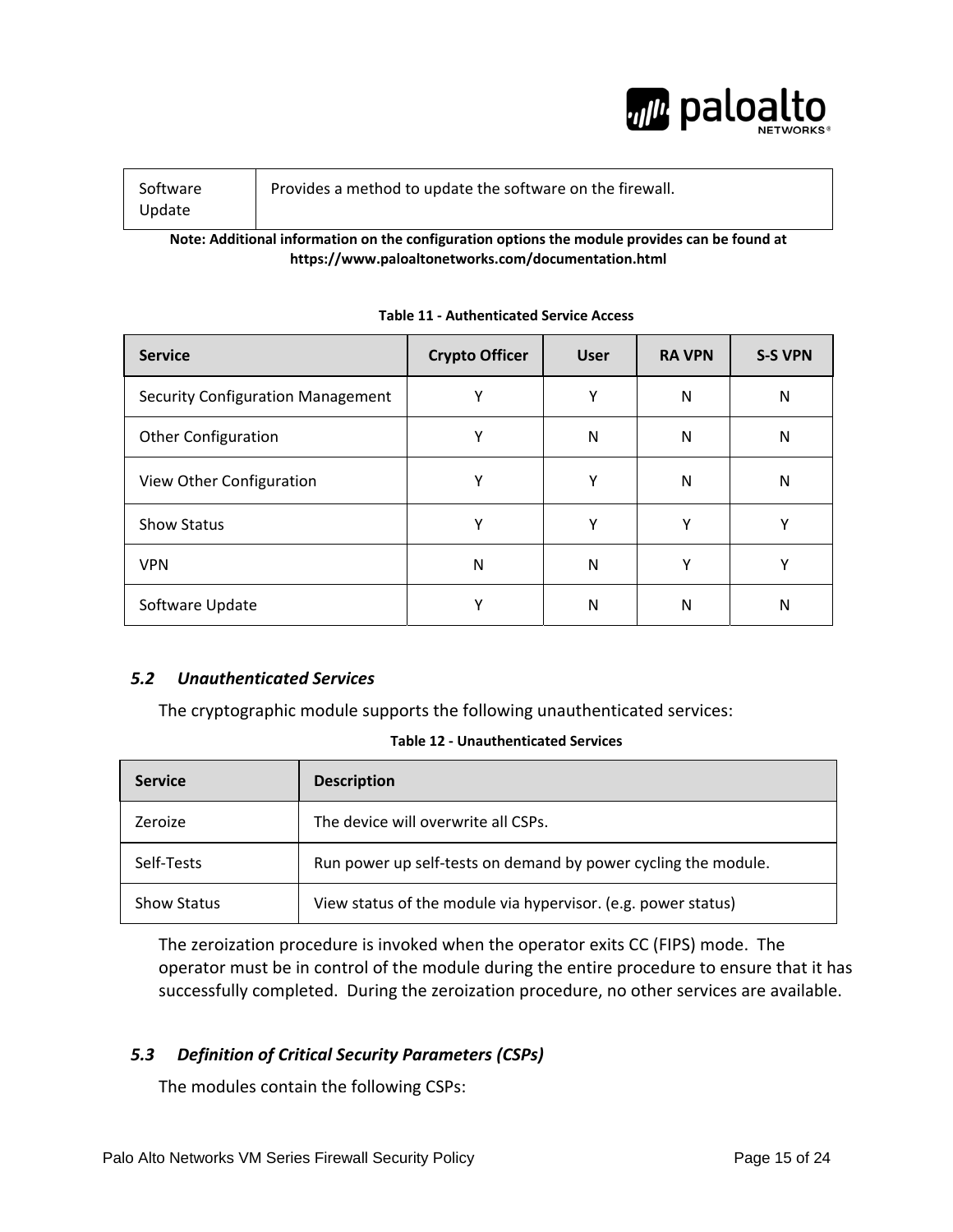| Software Update | Provides a method to update the software on the firewall. |
|---|---|

**Note: Additional information on the configuration options the module provides can be found at https://www.paloaltonetworks.com/documentation.html**

**Table 11 - Authenticated Service Access**

| Service | Crypto Officer | User | RA VPN | S-S VPN |
|---|---|---|---|---|
| Security Configuration Management | Y | Y | N | N |
| Other Configuration | Y | N | N | N |
| View Other Configuration | Y | Y | N | N |
| Show Status | Y | Y | Y | Y |
| VPN | N | N | Y | Y |
| Software Update | Y | N | N | N |

### *5.2 Unauthenticated Services*

The cryptographic module supports the following unauthenticated services:

**Table 12 - Unauthenticated Services**

| Service | Description |
|---|---|
| Zeroize | The device will overwrite all CSPs. |
| Self-Tests | Run power up self-tests on demand by power cycling the module. |
| Show Status | View status of the module via hypervisor. (e.g. power status) |

The zeroization procedure is invoked when the operator exits CC (FIPS) mode. The operator must be in control of the module during the entire procedure to ensure that it has successfully completed. During the zeroization procedure, no other services are available.

### *5.3 Definition of Critical Security Parameters (CSPs)*

The modules contain the following CSPs: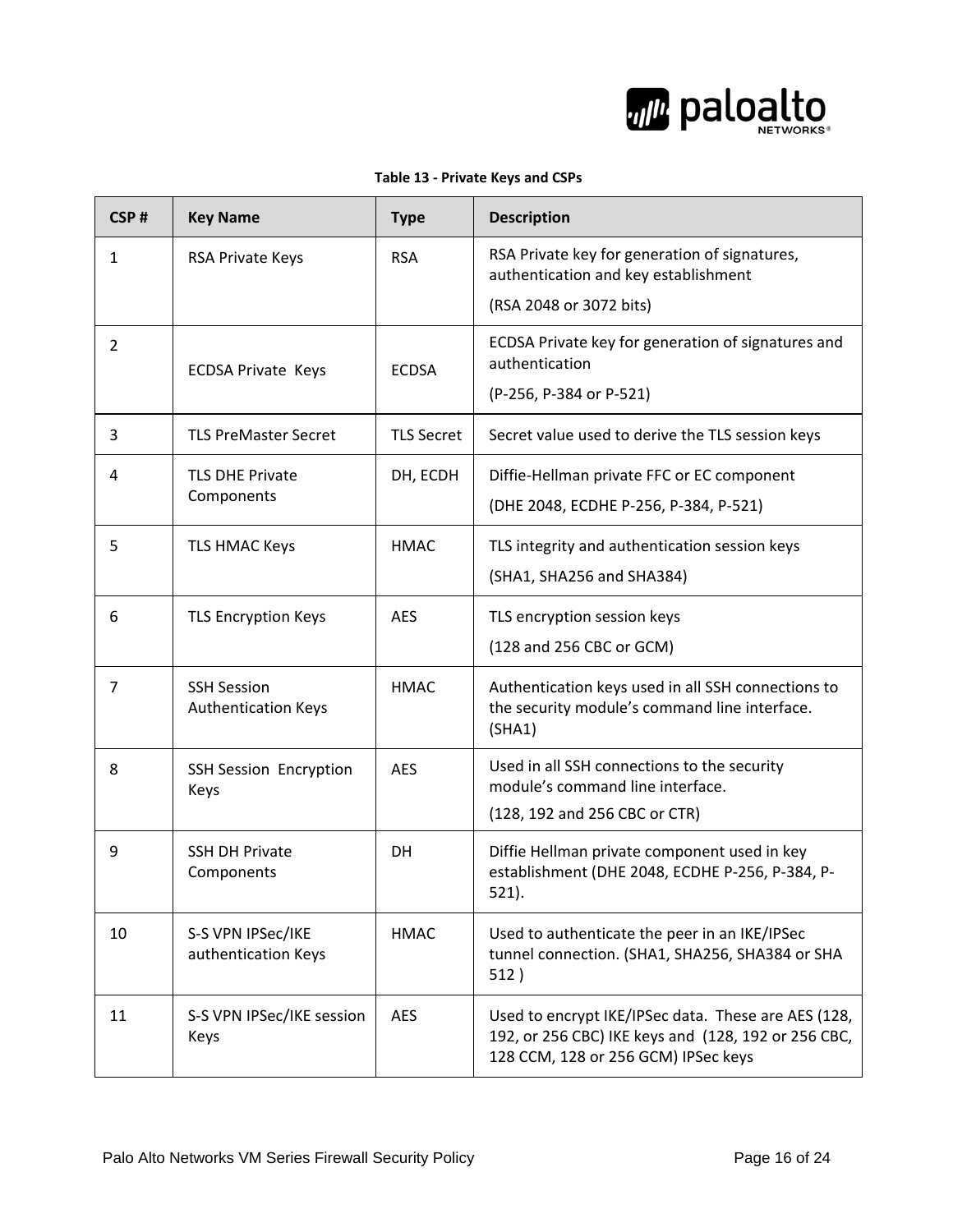**Table 13 - Private Keys and CSPs**

| CSP # | Key Name | Type | Description |
|---|---|---|---|
| 1 | RSA Private Keys | RSA | RSA Private key for generation of signatures, authentication and key establishment (RSA 2048 or 3072 bits) |
| 2 | ECDSA Private Keys | ECDSA | ECDSA Private key for generation of signatures and authentication (P-256, P-384 or P-521) |
| 3 | TLS PreMaster Secret | TLS Secret | Secret value used to derive the TLS session keys |
| 4 | TLS DHE Private Components | DH, ECDH | Diffie-Hellman private FFC or EC component (DHE 2048, ECDHE P-256, P-384, P-521) |
| 5 | TLS HMAC Keys | HMAC | TLS integrity and authentication session keys (SHA1, SHA256 and SHA384) |
| 6 | TLS Encryption Keys | AES | TLS encryption session keys (128 and 256 CBC or GCM) |
| 7 | SSH Session Authentication Keys | HMAC | Authentication keys used in all SSH connections to the security module's command line interface. (SHA1) |
| 8 | SSH Session Encryption Keys | AES | Used in all SSH connections to the security module's command line interface. (128, 192 and 256 CBC or CTR) |
| 9 | SSH DH Private Components | DH | Diffie Hellman private component used in key establishment (DHE 2048, ECDHE P-256, P-384, P-521). |
| 10 | S-S VPN IPSec/IKE authentication Keys | HMAC | Used to authenticate the peer in an IKE/IPSec tunnel connection. (SHA1, SHA256, SHA384 or SHA 512 ) |
| 11 | S-S VPN IPSec/IKE session Keys | AES | Used to encrypt IKE/IPSec data. These are AES (128, 192, or 256 CBC) IKE keys and (128, 192 or 256 CBC, 128 CCM, 128 or 256 GCM) IPSec keys |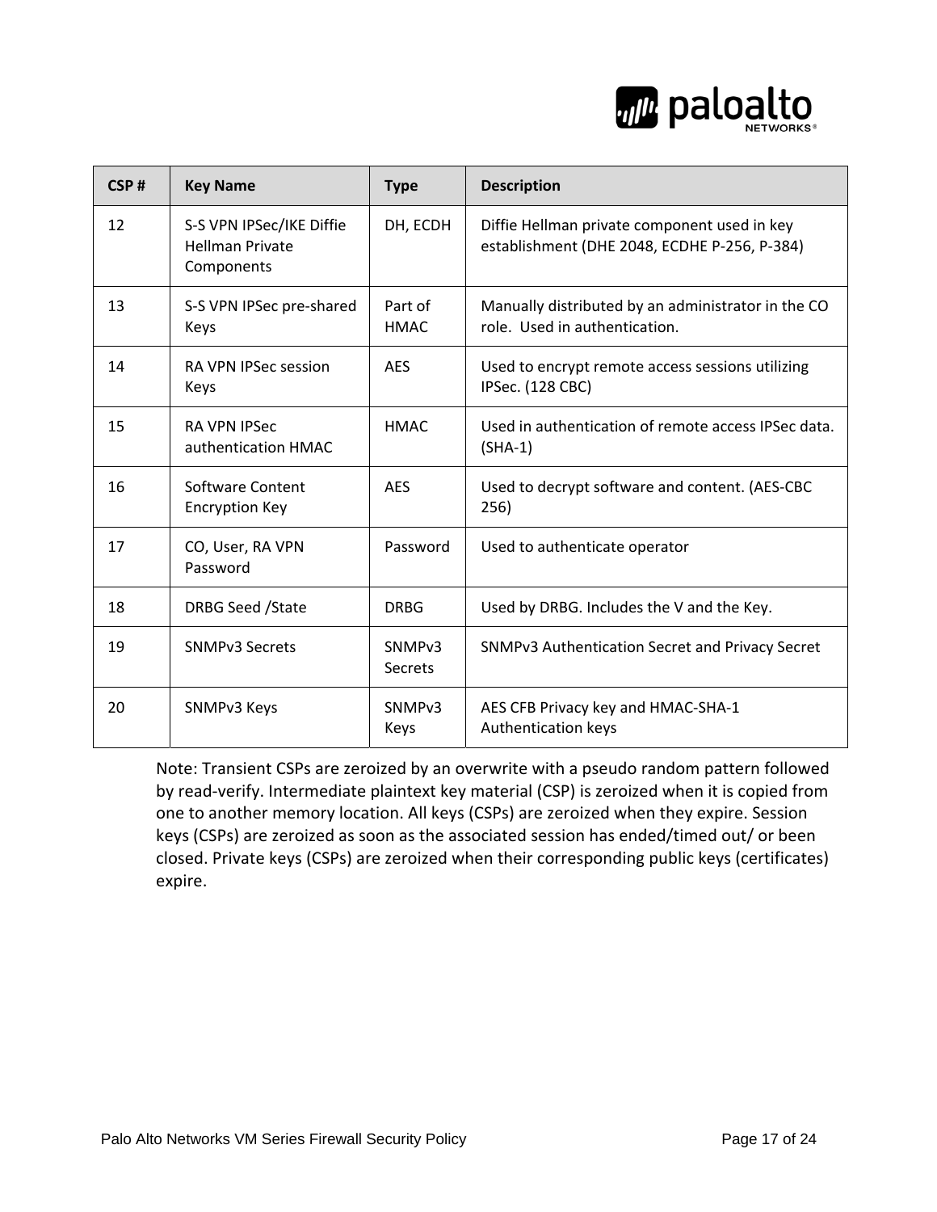| CSP # | Key Name | Type | Description |
|---|---|---|---|
| 12 | S-S VPN IPSec/IKE Diffie Hellman Private Components | DH, ECDH | Diffie Hellman private component used in key establishment (DHE 2048, ECDHE P-256, P-384) |
| 13 | S-S VPN IPSec pre-shared Keys | Part of HMAC | Manually distributed by an administrator in the CO role. Used in authentication. |
| 14 | RA VPN IPSec session Keys | AES | Used to encrypt remote access sessions utilizing IPSec. (128 CBC) |
| 15 | RA VPN IPSec authentication HMAC | HMAC | Used in authentication of remote access IPSec data. (SHA-1) |
| 16 | Software Content Encryption Key | AES | Used to decrypt software and content. (AES-CBC 256) |
| 17 | CO, User, RA VPN Password | Password | Used to authenticate operator |
| 18 | DRBG Seed /State | DRBG | Used by DRBG. Includes the V and the Key. |
| 19 | SNMPv3 Secrets | SNMPv3 Secrets | SNMPv3 Authentication Secret and Privacy Secret |
| 20 | SNMPv3 Keys | SNMPv3 Keys | AES CFB Privacy key and HMAC-SHA-1 Authentication keys |

Note: Transient CSPs are zeroized by an overwrite with a pseudo random pattern followed by read-verify. Intermediate plaintext key material (CSP) is zeroized when it is copied from one to another memory location. All keys (CSPs) are zeroized when they expire. Session keys (CSPs) are zeroized as soon as the associated session has ended/timed out/ or been closed. Private keys (CSPs) are zeroized when their corresponding public keys (certificates) expire.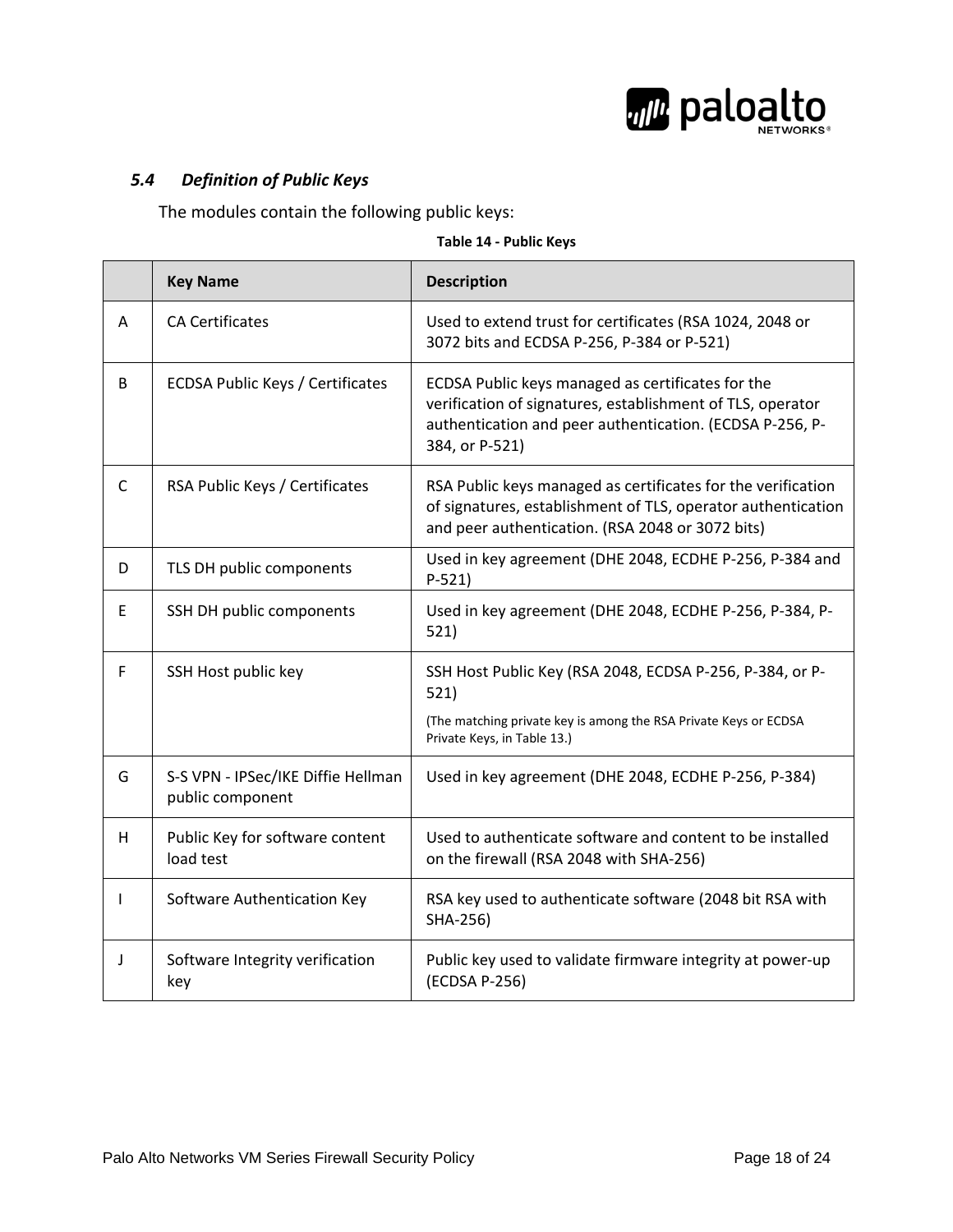### *5.4 Definition of Public Keys*

The modules contain the following public keys:

**Table 14 - Public Keys**

| | Key Name | Description |
|---|---|---|
| A | CA Certificates | Used to extend trust for certificates (RSA 1024, 2048 or 3072 bits and ECDSA P-256, P-384 or P-521) |
| B | ECDSA Public Keys / Certificates | ECDSA Public keys managed as certificates for the verification of signatures, establishment of TLS, operator authentication and peer authentication. (ECDSA P-256, P-384, or P-521) |
| C | RSA Public Keys / Certificates | RSA Public keys managed as certificates for the verification of signatures, establishment of TLS, operator authentication and peer authentication. (RSA 2048 or 3072 bits) |
| D | TLS DH public components | Used in key agreement (DHE 2048, ECDHE P-256, P-384 and P-521) |
| E | SSH DH public components | Used in key agreement (DHE 2048, ECDHE P-256, P-384, P-521) |
| F | SSH Host public key | SSH Host Public Key (RSA 2048, ECDSA P-256, P-384, or P-521)<br>(The matching private key is among the RSA Private Keys or ECDSA Private Keys, in Table 13.) |
| G | S-S VPN - IPSec/IKE Diffie Hellman public component | Used in key agreement (DHE 2048, ECDHE P-256, P-384) |
| H | Public Key for software content load test | Used to authenticate software and content to be installed on the firewall (RSA 2048 with SHA-256) |
| I | Software Authentication Key | RSA key used to authenticate software (2048 bit RSA with SHA-256) |
| J | Software Integrity verification key | Public key used to validate firmware integrity at power-up (ECDSA P-256) |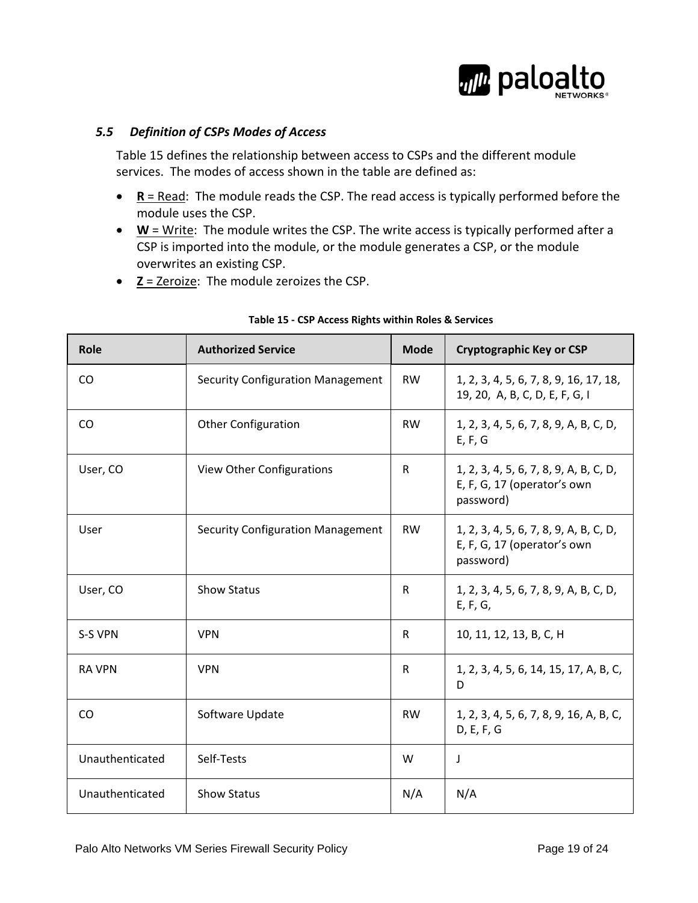### *5.5 Definition of CSPs Modes of Access*

Table 15 defines the relationship between access to CSPs and the different module services. The modes of access shown in the table are defined as:

- **R** = Read: The module reads the CSP. The read access is typically performed before the module uses the CSP.
- **W** = Write: The module writes the CSP. The write access is typically performed after a CSP is imported into the module, or the module generates a CSP, or the module overwrites an existing CSP.
- **Z** = Zeroize: The module zeroizes the CSP.

**Table 15 - CSP Access Rights within Roles & Services**

| Role | Authorized Service | Mode | Cryptographic Key or CSP |
|---|---|---|---|
| CO | Security Configuration Management | RW | 1, 2, 3, 4, 5, 6, 7, 8, 9, 16, 17, 18, 19, 20, A, B, C, D, E, F, G, I |
| CO | Other Configuration | RW | 1, 2, 3, 4, 5, 6, 7, 8, 9, A, B, C, D, E, F, G |
| User, CO | View Other Configurations | R | 1, 2, 3, 4, 5, 6, 7, 8, 9, A, B, C, D, E, F, G, 17 (operator's own password) |
| User | Security Configuration Management | RW | 1, 2, 3, 4, 5, 6, 7, 8, 9, A, B, C, D, E, F, G, 17 (operator's own password) |
| User, CO | Show Status | R | 1, 2, 3, 4, 5, 6, 7, 8, 9, A, B, C, D, E, F, G, |
| S-S VPN | VPN | R | 10, 11, 12, 13, B, C, H |
| RA VPN | VPN | R | 1, 2, 3, 4, 5, 6, 14, 15, 17, A, B, C, D |
| CO | Software Update | RW | 1, 2, 3, 4, 5, 6, 7, 8, 9, 16, A, B, C, D, E, F, G |
| Unauthenticated | Self-Tests | W | J |
| Unauthenticated | Show Status | N/A | N/A |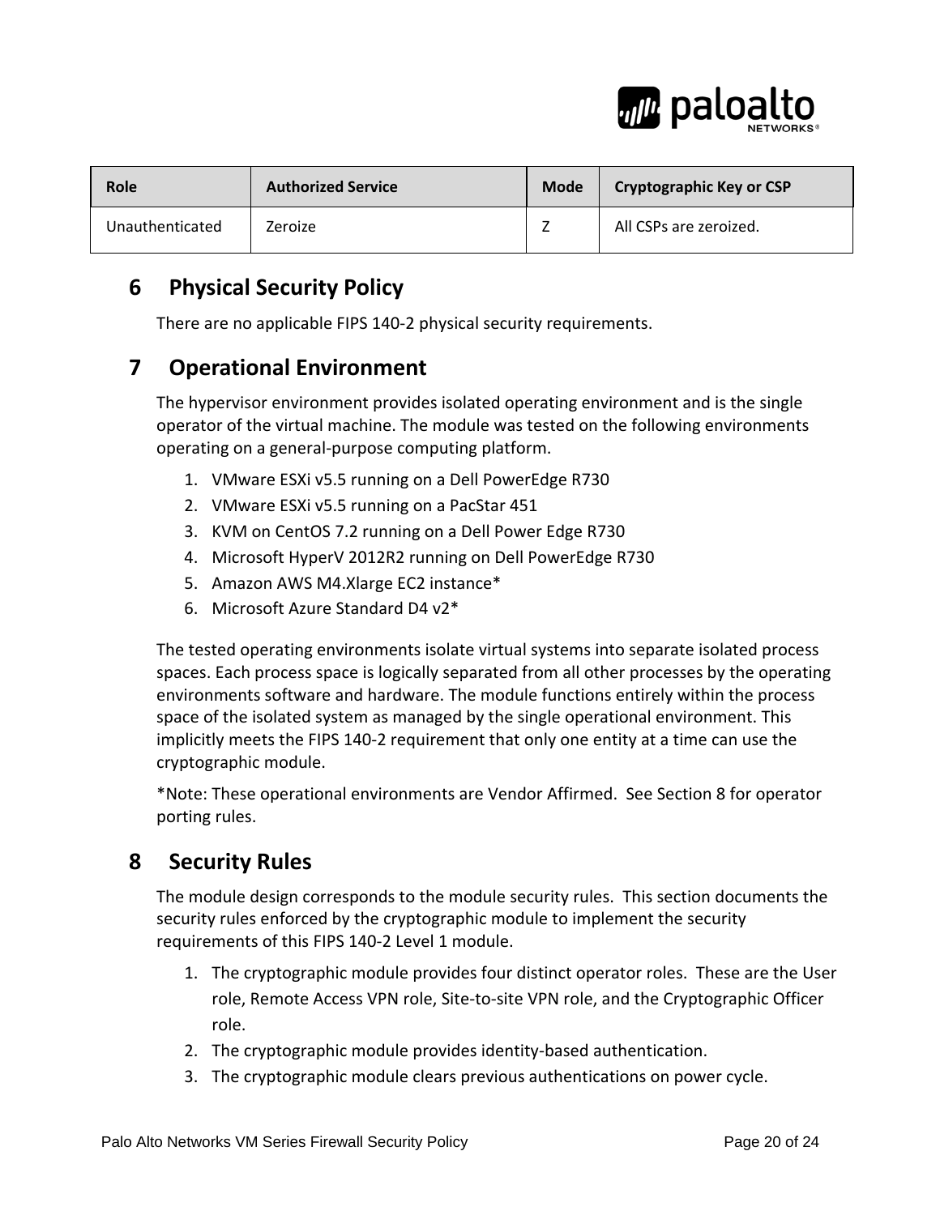| Role | Authorized Service | Mode | Cryptographic Key or CSP |
|---|---|---|---|
| Unauthenticated | Zeroize | Z | All CSPs are zeroized. |

# 6 Physical Security Policy

There are no applicable FIPS 140-2 physical security requirements.

# 7 Operational Environment

The hypervisor environment provides isolated operating environment and is the single operator of the virtual machine. The module was tested on the following environments operating on a general-purpose computing platform.

1. VMware ESXi v5.5 running on a Dell PowerEdge R730
2. VMware ESXi v5.5 running on a PacStar 451
3. KVM on CentOS 7.2 running on a Dell Power Edge R730
4. Microsoft HyperV 2012R2 running on Dell PowerEdge R730
5. Amazon AWS M4.Xlarge EC2 instance*
6. Microsoft Azure Standard D4 v2*

The tested operating environments isolate virtual systems into separate isolated process spaces. Each process space is logically separated from all other processes by the operating environments software and hardware. The module functions entirely within the process space of the isolated system as managed by the single operational environment. This implicitly meets the FIPS 140-2 requirement that only one entity at a time can use the cryptographic module.

*Note: These operational environments are Vendor Affirmed. See Section 8 for operator porting rules.

# 8 Security Rules

The module design corresponds to the module security rules. This section documents the security rules enforced by the cryptographic module to implement the security requirements of this FIPS 140-2 Level 1 module.

1. The cryptographic module provides four distinct operator roles. These are the User role, Remote Access VPN role, Site-to-site VPN role, and the Cryptographic Officer role.
2. The cryptographic module provides identity-based authentication.
3. The cryptographic module clears previous authentications on power cycle.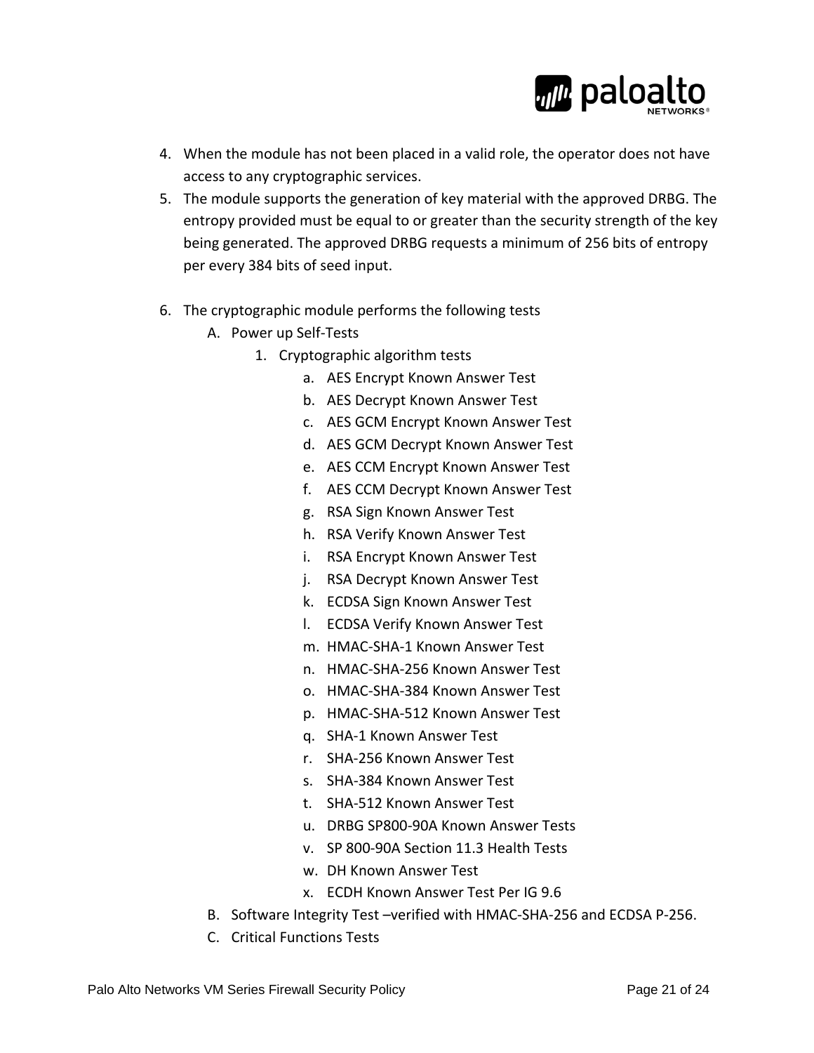4. When the module has not been placed in a valid role, the operator does not have access to any cryptographic services.
5. The module supports the generation of key material with the approved DRBG. The entropy provided must be equal to or greater than the security strength of the key being generated. The approved DRBG requests a minimum of 256 bits of entropy per every 384 bits of seed input.

6. The cryptographic module performs the following tests
   A. Power up Self-Tests
      1. Cryptographic algorithm tests
         a. AES Encrypt Known Answer Test
         b. AES Decrypt Known Answer Test
         c. AES GCM Encrypt Known Answer Test
         d. AES GCM Decrypt Known Answer Test
         e. AES CCM Encrypt Known Answer Test
         f. AES CCM Decrypt Known Answer Test
         g. RSA Sign Known Answer Test
         h. RSA Verify Known Answer Test
         i. RSA Encrypt Known Answer Test
         j. RSA Decrypt Known Answer Test
         k. ECDSA Sign Known Answer Test
         l. ECDSA Verify Known Answer Test
         m. HMAC-SHA-1 Known Answer Test
         n. HMAC-SHA-256 Known Answer Test
         o. HMAC-SHA-384 Known Answer Test
         p. HMAC-SHA-512 Known Answer Test
         q. SHA-1 Known Answer Test
         r. SHA-256 Known Answer Test
         s. SHA-384 Known Answer Test
         t. SHA-512 Known Answer Test
         u. DRBG SP800-90A Known Answer Tests
         v. SP 800-90A Section 11.3 Health Tests
         w. DH Known Answer Test
         x. ECDH Known Answer Test Per IG 9.6
   B. Software Integrity Test –verified with HMAC-SHA-256 and ECDSA P-256.
   C. Critical Functions Tests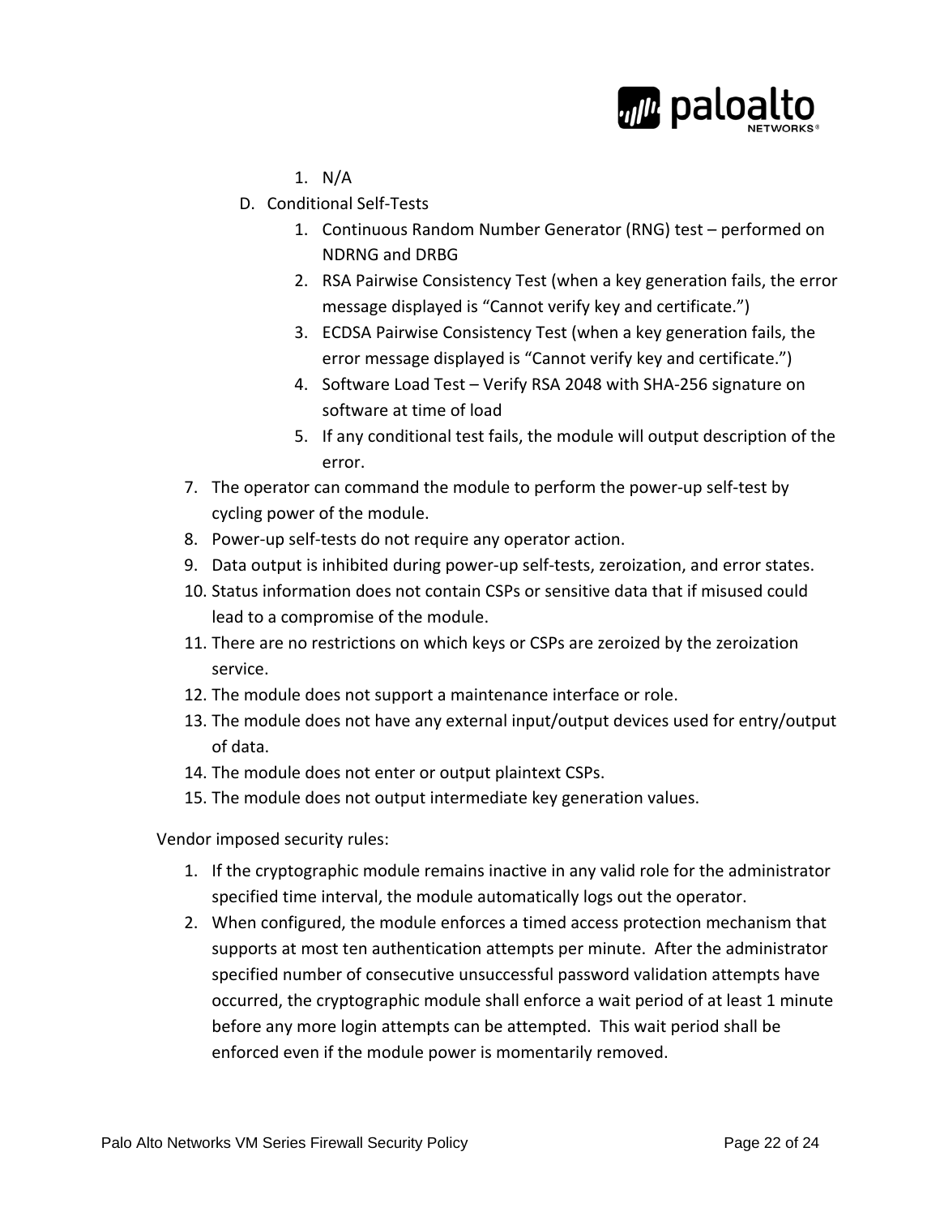1. N/A

    D. Conditional Self-Tests
        1. Continuous Random Number Generator (RNG) test – performed on NDRNG and DRBG
        2. RSA Pairwise Consistency Test (when a key generation fails, the error message displayed is "Cannot verify key and certificate.")
        3. ECDSA Pairwise Consistency Test (when a key generation fails, the error message displayed is "Cannot verify key and certificate.")
        4. Software Load Test – Verify RSA 2048 with SHA-256 signature on software at time of load
        5. If any conditional test fails, the module will output description of the error.

7. The operator can command the module to perform the power-up self-test by cycling power of the module.
8. Power-up self-tests do not require any operator action.
9. Data output is inhibited during power-up self-tests, zeroization, and error states.
10. Status information does not contain CSPs or sensitive data that if misused could lead to a compromise of the module.
11. There are no restrictions on which keys or CSPs are zeroized by the zeroization service.
12. The module does not support a maintenance interface or role.
13. The module does not have any external input/output devices used for entry/output of data.
14. The module does not enter or output plaintext CSPs.
15. The module does not output intermediate key generation values.

Vendor imposed security rules:

1. If the cryptographic module remains inactive in any valid role for the administrator specified time interval, the module automatically logs out the operator.
2. When configured, the module enforces a timed access protection mechanism that supports at most ten authentication attempts per minute. After the administrator specified number of consecutive unsuccessful password validation attempts have occurred, the cryptographic module shall enforce a wait period of at least 1 minute before any more login attempts can be attempted. This wait period shall be enforced even if the module power is momentarily removed.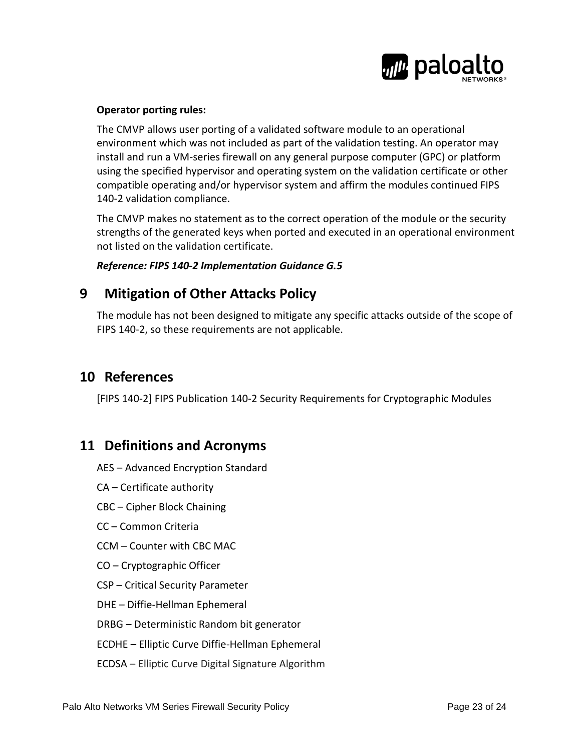**Operator porting rules:**

The CMVP allows user porting of a validated software module to an operational environment which was not included as part of the validation testing. An operator may install and run a VM-series firewall on any general purpose computer (GPC) or platform using the specified hypervisor and operating system on the validation certificate or other compatible operating and/or hypervisor system and affirm the modules continued FIPS 140-2 validation compliance.

The CMVP makes no statement as to the correct operation of the module or the security strengths of the generated keys when ported and executed in an operational environment not listed on the validation certificate.

***Reference: FIPS 140-2 Implementation Guidance G.5***

# 9 Mitigation of Other Attacks Policy

The module has not been designed to mitigate any specific attacks outside of the scope of FIPS 140-2, so these requirements are not applicable.

# 10 References

[FIPS 140-2] FIPS Publication 140-2 Security Requirements for Cryptographic Modules

# 11 Definitions and Acronyms

AES – Advanced Encryption Standard

CA – Certificate authority

CBC – Cipher Block Chaining

CC – Common Criteria

CCM – Counter with CBC MAC

CO – Cryptographic Officer

CSP – Critical Security Parameter

DHE – Diffie-Hellman Ephemeral

DRBG – Deterministic Random bit generator

ECDHE – Elliptic Curve Diffie-Hellman Ephemeral

ECDSA – Elliptic Curve Digital Signature Algorithm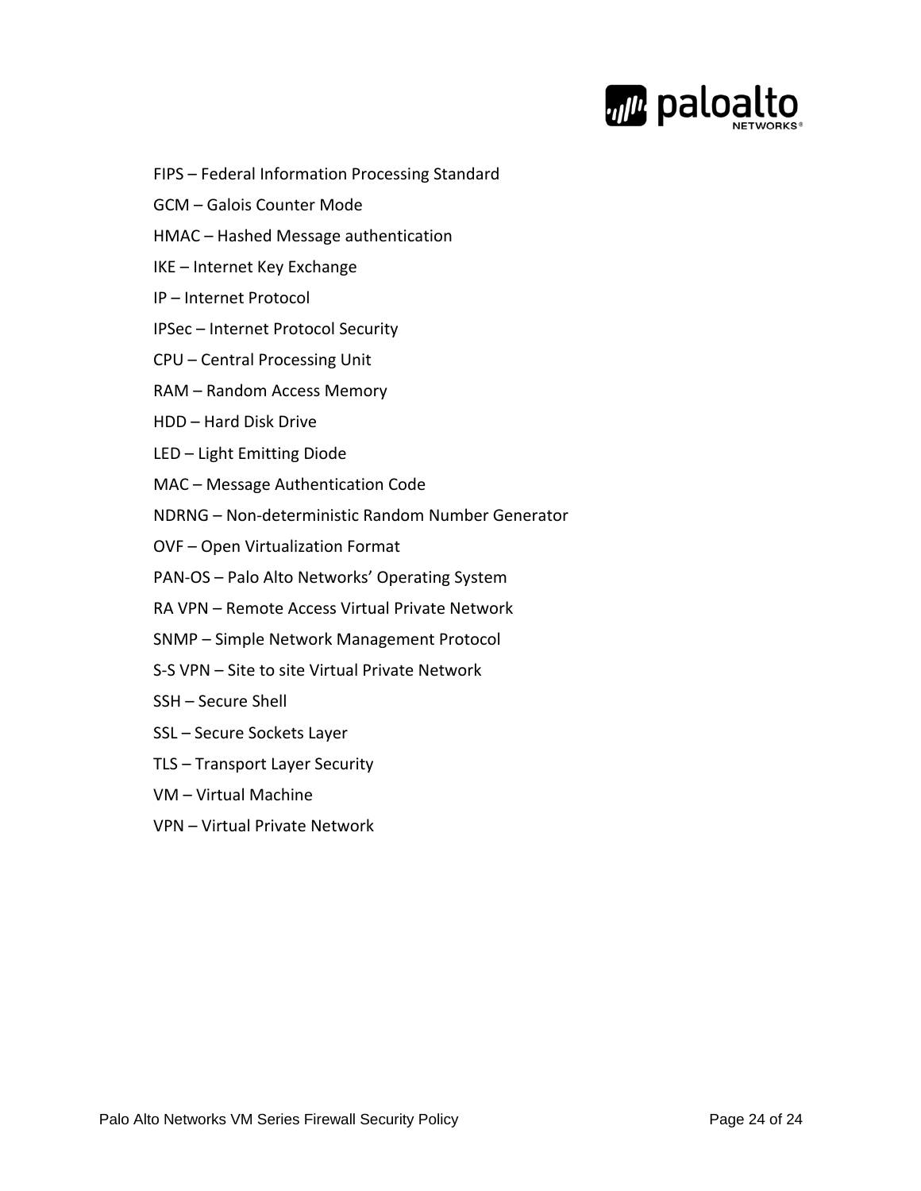FIPS – Federal Information Processing Standard

GCM – Galois Counter Mode

HMAC – Hashed Message authentication

IKE – Internet Key Exchange

IP – Internet Protocol

IPSec – Internet Protocol Security

CPU – Central Processing Unit

RAM – Random Access Memory

HDD – Hard Disk Drive

LED – Light Emitting Diode

MAC – Message Authentication Code

NDRNG – Non-deterministic Random Number Generator

OVF – Open Virtualization Format

PAN-OS – Palo Alto Networks' Operating System

RA VPN – Remote Access Virtual Private Network

SNMP – Simple Network Management Protocol

S-S VPN – Site to site Virtual Private Network

SSH – Secure Shell

SSL – Secure Sockets Layer

TLS – Transport Layer Security

VM – Virtual Machine

VPN – Virtual Private Network